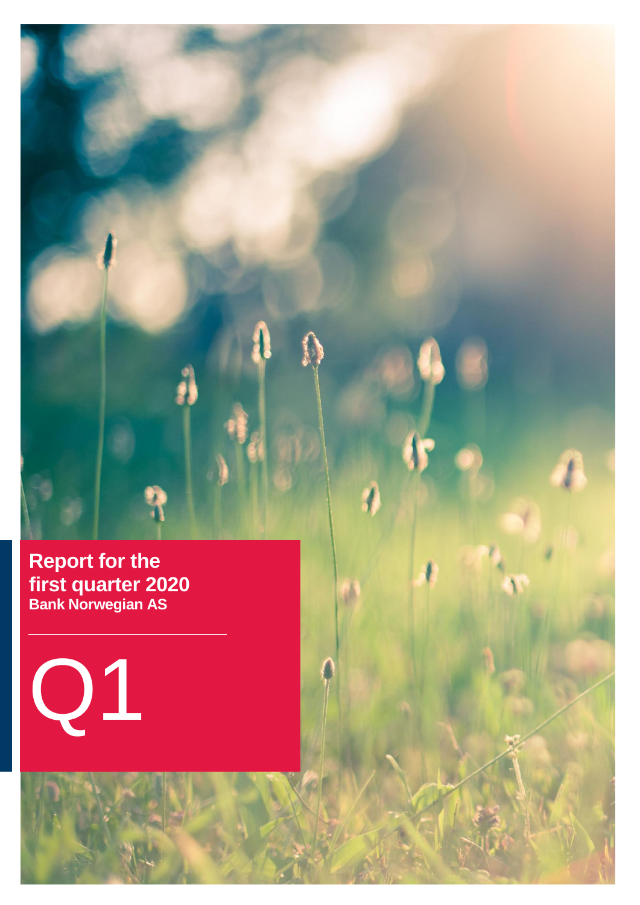# Report for the first quarter 2020

**Bank Norwegian AS**

Q1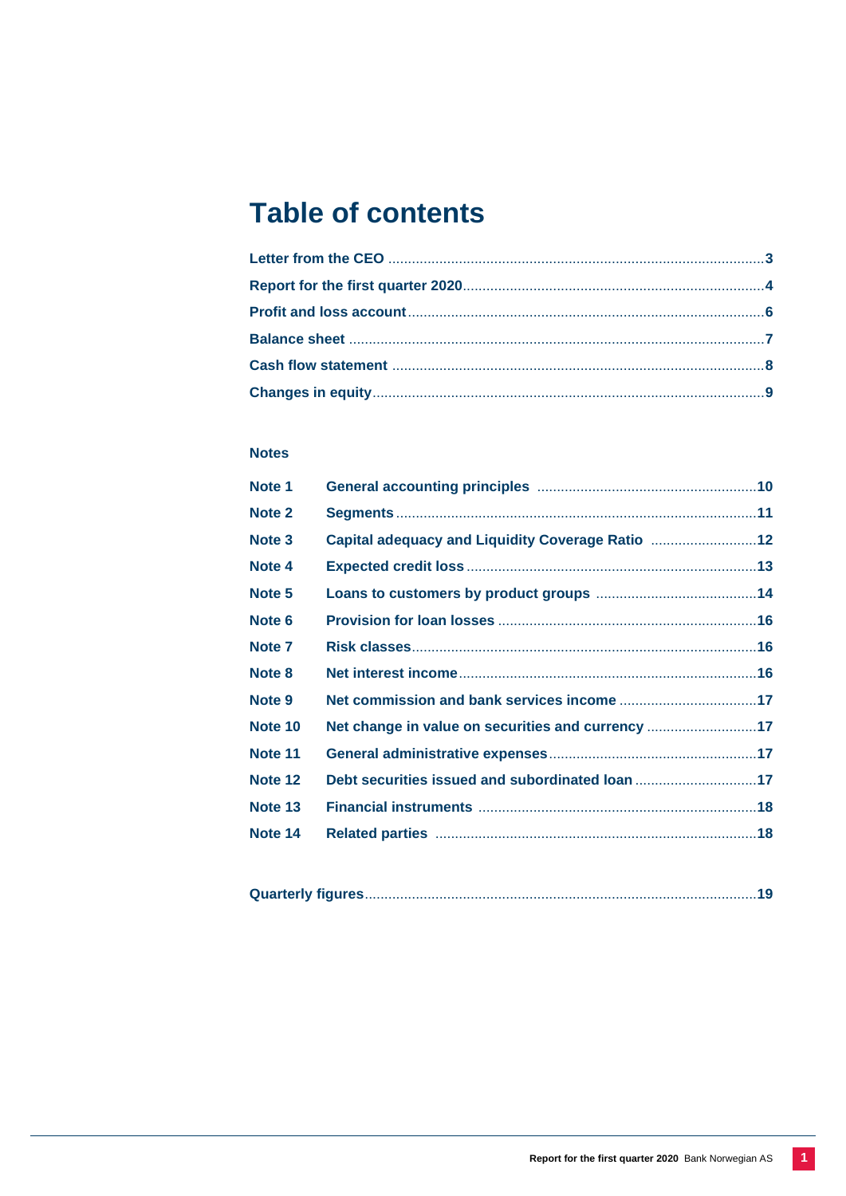# Table of contents

| | |
|---|---|
| **Letter from the CEO** | **3** |
| **Report for the first quarter 2020** | **4** |
| **Profit and loss account** | **6** |
| **Balance sheet** | **7** |
| **Cash flow statement** | **8** |
| **Changes in equity** | **9** |

### Notes

| | | |
|---|---|---|
| **Note 1** | **General accounting principles** | **10** |
| **Note 2** | **Segments** | **11** |
| **Note 3** | **Capital adequacy and Liquidity Coverage Ratio** | **12** |
| **Note 4** | **Expected credit loss** | **13** |
| **Note 5** | **Loans to customers by product groups** | **14** |
| **Note 6** | **Provision for loan losses** | **16** |
| **Note 7** | **Risk classes** | **16** |
| **Note 8** | **Net interest income** | **16** |
| **Note 9** | **Net commission and bank services income** | **17** |
| **Note 10** | **Net change in value on securities and currency** | **17** |
| **Note 11** | **General administrative expenses** | **17** |
| **Note 12** | **Debt securities issued and subordinated loan** | **17** |
| **Note 13** | **Financial instruments** | **18** |
| **Note 14** | **Related parties** | **18** |

| | |
|---|---|
| **Quarterly figures** | **19** |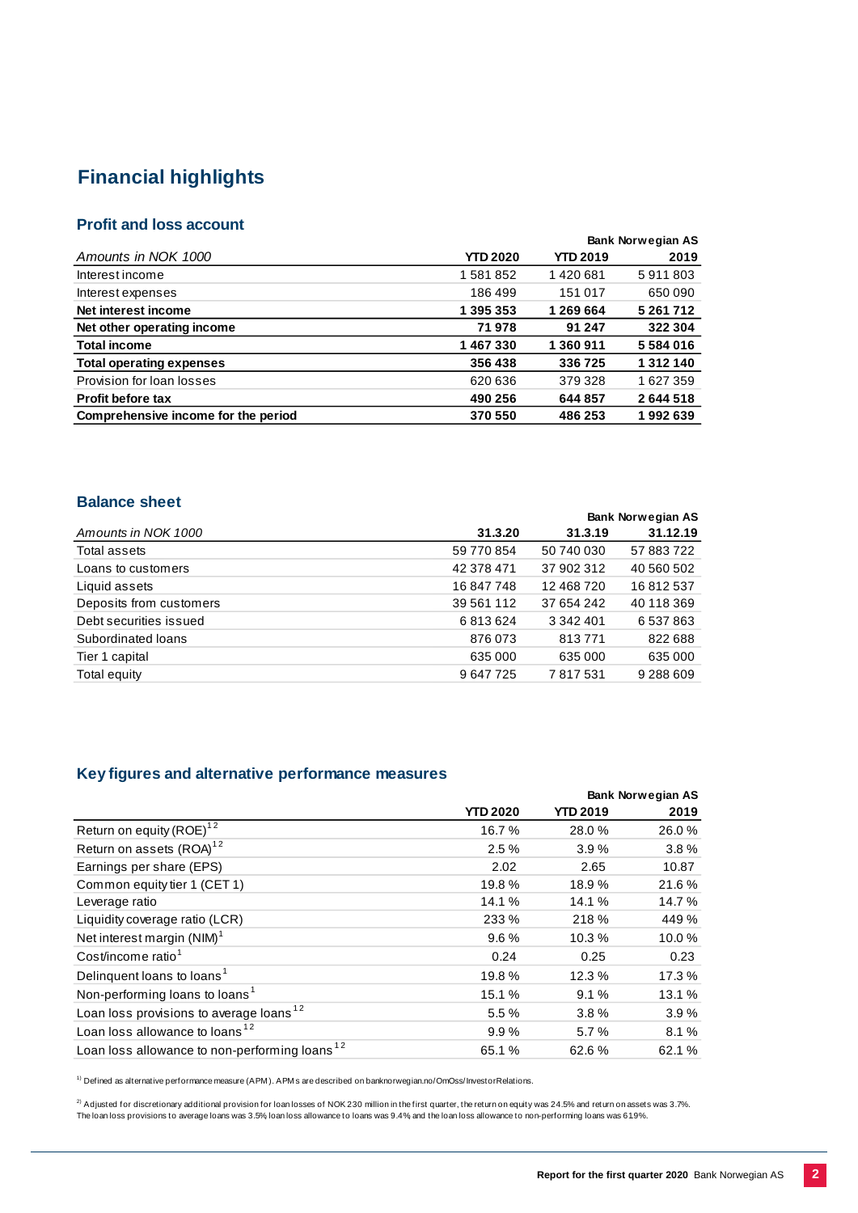# Financial highlights

## Profit and loss account

| *Amounts in NOK 1000* | YTD 2020 | YTD 2019 | 2019 |
|---|---|---|---|
| | | Bank Norwegian AS | |
| Interest income | 1 581 852 | 1 420 681 | 5 911 803 |
| Interest expenses | 186 499 | 151 017 | 650 090 |
| **Net interest income** | **1 395 353** | **1 269 664** | **5 261 712** |
| **Net other operating income** | **71 978** | **91 247** | **322 304** |
| **Total income** | **1 467 330** | **1 360 911** | **5 584 016** |
| **Total operating expenses** | **356 438** | **336 725** | **1 312 140** |
| Provision for loan losses | 620 636 | 379 328 | 1 627 359 |
| **Profit before tax** | **490 256** | **644 857** | **2 644 518** |
| **Comprehensive income for the period** | **370 550** | **486 253** | **1 992 639** |

## Balance sheet

| *Amounts in NOK 1000* | 31.3.20 | 31.3.19 | 31.12.19 |
|---|---|---|---|
| | | Bank Norwegian AS | |
| Total assets | 59 770 854 | 50 740 030 | 57 883 722 |
| Loans to customers | 42 378 471 | 37 902 312 | 40 560 502 |
| Liquid assets | 16 847 748 | 12 468 720 | 16 812 537 |
| Deposits from customers | 39 561 112 | 37 654 242 | 40 118 369 |
| Debt securities issued | 6 813 624 | 3 342 401 | 6 537 863 |
| Subordinated loans | 876 073 | 813 771 | 822 688 |
| Tier 1 capital | 635 000 | 635 000 | 635 000 |
| Total equity | 9 647 725 | 7 817 531 | 9 288 609 |

## Key figures and alternative performance measures

| | YTD 2020 | YTD 2019 | 2019 |
|---|---|---|---|
| | | Bank Norwegian AS | |
| Return on equity (ROE)[1 2] | 16.7 % | 28.0 % | 26.0 % |
| Return on assets (ROA)[1 2] | 2.5 % | 3.9 % | 3.8 % |
| Earnings per share (EPS) | 2.02 | 2.65 | 10.87 |
| Common equity tier 1 (CET 1) | 19.8 % | 18.9 % | 21.6 % |
| Leverage ratio | 14.1 % | 14.1 % | 14.7 % |
| Liquidity coverage ratio (LCR) | 233 % | 218 % | 449 % |
| Net interest margin (NIM)[1] | 9.6 % | 10.3 % | 10.0 % |
| Cost/income ratio[1] | 0.24 | 0.25 | 0.23 |
| Delinquent loans to loans[1] | 19.8 % | 12.3 % | 17.3 % |
| Non-performing loans to loans[1] | 15.1 % | 9.1 % | 13.1 % |
| Loan loss provisions to average loans[1 2] | 5.5 % | 3.8 % | 3.9 % |
| Loan loss allowance to loans[1 2] | 9.9 % | 5.7 % | 8.1 % |
| Loan loss allowance to non-performing loans[1 2] | 65.1 % | 62.6 % | 62.1 % |

[1)] Defined as alternative performance measure (APM). APMs are described on banknorwegian.no/OmOss/InvestorRelations.

[2)] Adjusted for discretionary additional provision for loan losses of NOK 230 million in the first quarter, the return on equity was 24.5% and return on assets was 3.7%. The loan loss provisions to average loans was 3.5%, loan loss allowance to loans was 9.4% and the loan loss allowance to non-performing loans was 61.9%.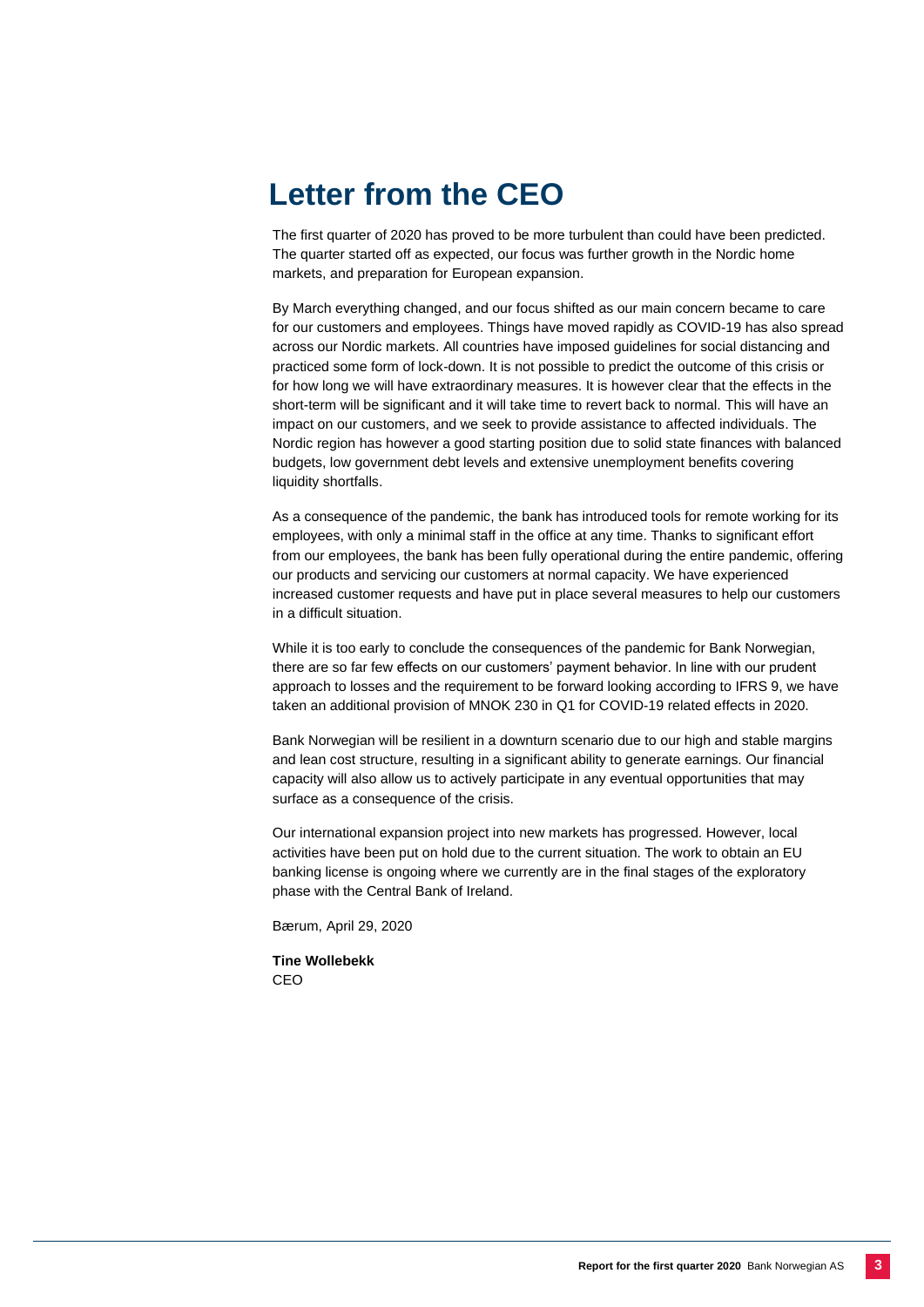# Letter from the CEO

The first quarter of 2020 has proved to be more turbulent than could have been predicted. The quarter started off as expected, our focus was further growth in the Nordic home markets, and preparation for European expansion.

By March everything changed, and our focus shifted as our main concern became to care for our customers and employees. Things have moved rapidly as COVID-19 has also spread across our Nordic markets. All countries have imposed guidelines for social distancing and practiced some form of lock-down. It is not possible to predict the outcome of this crisis or for how long we will have extraordinary measures. It is however clear that the effects in the short-term will be significant and it will take time to revert back to normal. This will have an impact on our customers, and we seek to provide assistance to affected individuals. The Nordic region has however a good starting position due to solid state finances with balanced budgets, low government debt levels and extensive unemployment benefits covering liquidity shortfalls.

As a consequence of the pandemic, the bank has introduced tools for remote working for its employees, with only a minimal staff in the office at any time. Thanks to significant effort from our employees, the bank has been fully operational during the entire pandemic, offering our products and servicing our customers at normal capacity. We have experienced increased customer requests and have put in place several measures to help our customers in a difficult situation.

While it is too early to conclude the consequences of the pandemic for Bank Norwegian, there are so far few effects on our customers' payment behavior. In line with our prudent approach to losses and the requirement to be forward looking according to IFRS 9, we have taken an additional provision of MNOK 230 in Q1 for COVID-19 related effects in 2020.

Bank Norwegian will be resilient in a downturn scenario due to our high and stable margins and lean cost structure, resulting in a significant ability to generate earnings. Our financial capacity will also allow us to actively participate in any eventual opportunities that may surface as a consequence of the crisis.

Our international expansion project into new markets has progressed. However, local activities have been put on hold due to the current situation. The work to obtain an EU banking license is ongoing where we currently are in the final stages of the exploratory phase with the Central Bank of Ireland.

Bærum, April 29, 2020

**Tine Wollebekk**
CEO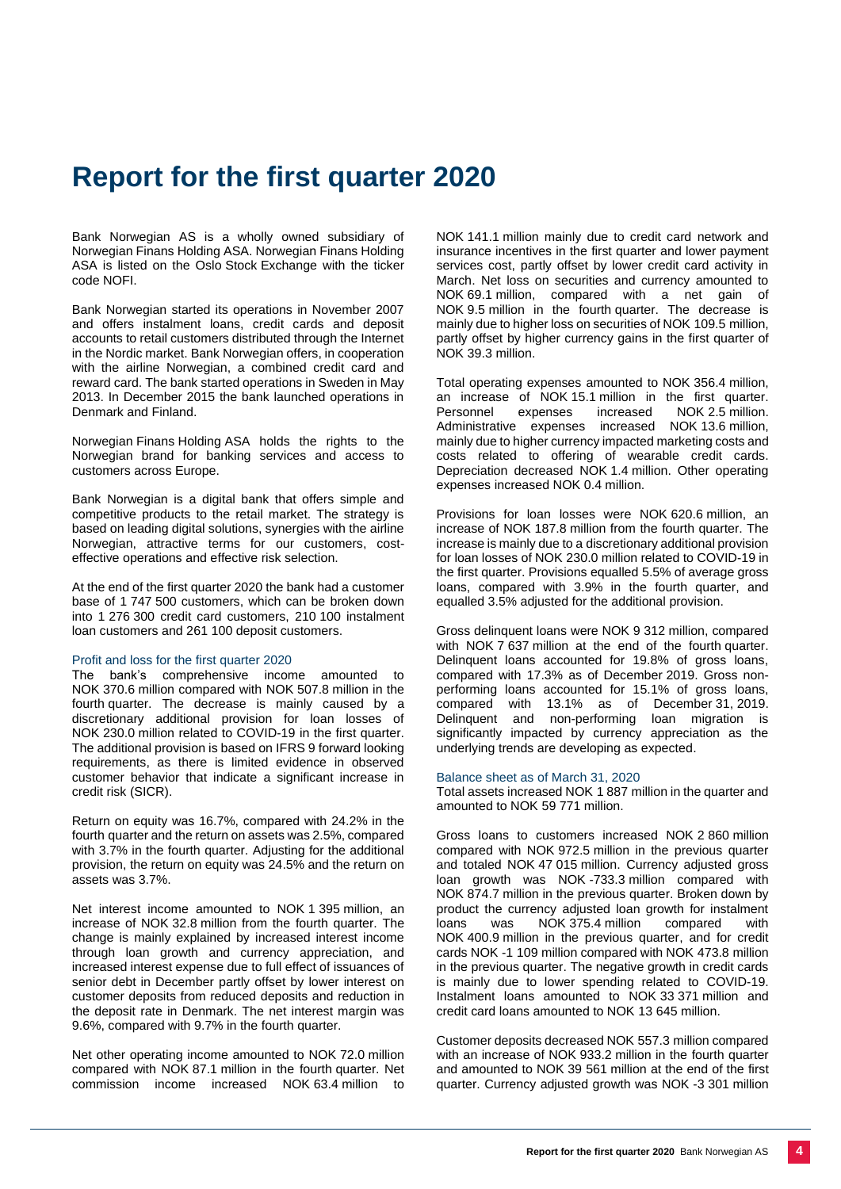# Report for the first quarter 2020

Bank Norwegian AS is a wholly owned subsidiary of Norwegian Finans Holding ASA. Norwegian Finans Holding ASA is listed on the Oslo Stock Exchange with the ticker code NOFI.

Bank Norwegian started its operations in November 2007 and offers instalment loans, credit cards and deposit accounts to retail customers distributed through the Internet in the Nordic market. Bank Norwegian offers, in cooperation with the airline Norwegian, a combined credit card and reward card. The bank started operations in Sweden in May 2013. In December 2015 the bank launched operations in Denmark and Finland.

Norwegian Finans Holding ASA holds the rights to the Norwegian brand for banking services and access to customers across Europe.

Bank Norwegian is a digital bank that offers simple and competitive products to the retail market. The strategy is based on leading digital solutions, synergies with the airline Norwegian, attractive terms for our customers, cost-effective operations and effective risk selection.

At the end of the first quarter 2020 the bank had a customer base of 1 747 500 customers, which can be broken down into 1 276 300 credit card customers, 210 100 instalment loan customers and 261 100 deposit customers.

## Profit and loss for the first quarter 2020

The bank's comprehensive income amounted to NOK 370.6 million compared with NOK 507.8 million in the fourth quarter. The decrease is mainly caused by a discretionary additional provision for loan losses of NOK 230.0 million related to COVID-19 in the first quarter. The additional provision is based on IFRS 9 forward looking requirements, as there is limited evidence in observed customer behavior that indicate a significant increase in credit risk (SICR).

Return on equity was 16.7%, compared with 24.2% in the fourth quarter and the return on assets was 2.5%, compared with 3.7% in the fourth quarter. Adjusting for the additional provision, the return on equity was 24.5% and the return on assets was 3.7%.

Net interest income amounted to NOK 1 395 million, an increase of NOK 32.8 million from the fourth quarter. The change is mainly explained by increased interest income through loan growth and currency appreciation, and increased interest expense due to full effect of issuances of senior debt in December partly offset by lower interest on customer deposits from reduced deposits and reduction in the deposit rate in Denmark. The net interest margin was 9.6%, compared with 9.7% in the fourth quarter.

Net other operating income amounted to NOK 72.0 million compared with NOK 87.1 million in the fourth quarter. Net commission income increased NOK 63.4 million to NOK 141.1 million mainly due to credit card network and insurance incentives in the first quarter and lower payment services cost, partly offset by lower credit card activity in March. Net loss on securities and currency amounted to NOK 69.1 million, compared with a net gain of NOK 9.5 million in the fourth quarter. The decrease is mainly due to higher loss on securities of NOK 109.5 million, partly offset by higher currency gains in the first quarter of NOK 39.3 million.

Total operating expenses amounted to NOK 356.4 million, an increase of NOK 15.1 million in the first quarter. Personnel expenses increased NOK 2.5 million. Administrative expenses increased NOK 13.6 million, mainly due to higher currency impacted marketing costs and costs related to offering of wearable credit cards. Depreciation decreased NOK 1.4 million. Other operating expenses increased NOK 0.4 million.

Provisions for loan losses were NOK 620.6 million, an increase of NOK 187.8 million from the fourth quarter. The increase is mainly due to a discretionary additional provision for loan losses of NOK 230.0 million related to COVID-19 in the first quarter. Provisions equalled 5.5% of average gross loans, compared with 3.9% in the fourth quarter, and equalled 3.5% adjusted for the additional provision.

Gross delinquent loans were NOK 9 312 million, compared with NOK 7 637 million at the end of the fourth quarter. Delinquent loans accounted for 19.8% of gross loans, compared with 17.3% as of December 2019. Gross non-performing loans accounted for 15.1% of gross loans, compared with 13.1% as of December 31, 2019. Delinquent and non-performing loan migration is significantly impacted by currency appreciation as the underlying trends are developing as expected.

## Balance sheet as of March 31, 2020

Total assets increased NOK 1 887 million in the quarter and amounted to NOK 59 771 million.

Gross loans to customers increased NOK 2 860 million compared with NOK 972.5 million in the previous quarter and totaled NOK 47 015 million. Currency adjusted gross loan growth was NOK -733.3 million compared with NOK 874.7 million in the previous quarter. Broken down by product the currency adjusted loan growth for instalment loans was NOK 375.4 million compared with NOK 400.9 million in the previous quarter, and for credit cards NOK -1 109 million compared with NOK 473.8 million in the previous quarter. The negative growth in credit cards is mainly due to lower spending related to COVID-19. Instalment loans amounted to NOK 33 371 million and credit card loans amounted to NOK 13 645 million.

Customer deposits decreased NOK 557.3 million compared with an increase of NOK 933.2 million in the fourth quarter and amounted to NOK 39 561 million at the end of the first quarter. Currency adjusted growth was NOK -3 301 million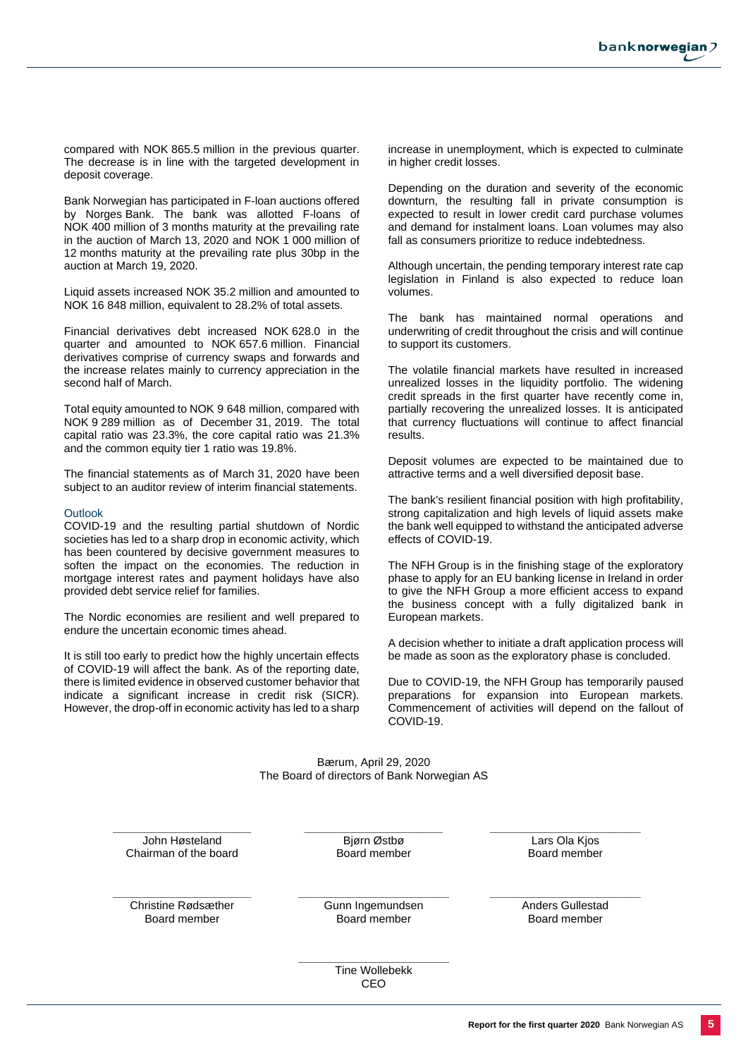compared with NOK 865.5 million in the previous quarter. The decrease is in line with the targeted development in deposit coverage.

Bank Norwegian has participated in F-loan auctions offered by Norges Bank. The bank was allotted F-loans of NOK 400 million of 3 months maturity at the prevailing rate in the auction of March 13, 2020 and NOK 1 000 million of 12 months maturity at the prevailing rate plus 30bp in the auction at March 19, 2020.

Liquid assets increased NOK 35.2 million and amounted to NOK 16 848 million, equivalent to 28.2% of total assets.

Financial derivatives debt increased NOK 628.0 in the quarter and amounted to NOK 657.6 million. Financial derivatives comprise of currency swaps and forwards and the increase relates mainly to currency appreciation in the second half of March.

Total equity amounted to NOK 9 648 million, compared with NOK 9 289 million as of December 31, 2019. The total capital ratio was 23.3%, the core capital ratio was 21.3% and the common equity tier 1 ratio was 19.8%.

The financial statements as of March 31, 2020 have been subject to an auditor review of interim financial statements.

## Outlook

COVID-19 and the resulting partial shutdown of Nordic societies has led to a sharp drop in economic activity, which has been countered by decisive government measures to soften the impact on the economies. The reduction in mortgage interest rates and payment holidays have also provided debt service relief for families.

The Nordic economies are resilient and well prepared to endure the uncertain economic times ahead.

It is still too early to predict how the highly uncertain effects of COVID-19 will affect the bank. As of the reporting date, there is limited evidence in observed customer behavior that indicate a significant increase in credit risk (SICR). However, the drop-off in economic activity has led to a sharp increase in unemployment, which is expected to culminate in higher credit losses.

Depending on the duration and severity of the economic downturn, the resulting fall in private consumption is expected to result in lower credit card purchase volumes and demand for instalment loans. Loan volumes may also fall as consumers prioritize to reduce indebtedness.

Although uncertain, the pending temporary interest rate cap legislation in Finland is also expected to reduce loan volumes.

The bank has maintained normal operations and underwriting of credit throughout the crisis and will continue to support its customers.

The volatile financial markets have resulted in increased unrealized losses in the liquidity portfolio. The widening credit spreads in the first quarter have recently come in, partially recovering the unrealized losses. It is anticipated that currency fluctuations will continue to affect financial results.

Deposit volumes are expected to be maintained due to attractive terms and a well diversified deposit base.

The bank's resilient financial position with high profitability, strong capitalization and high levels of liquid assets make the bank well equipped to withstand the anticipated adverse effects of COVID-19.

The NFH Group is in the finishing stage of the exploratory phase to apply for an EU banking license in Ireland in order to give the NFH Group a more efficient access to expand the business concept with a fully digitalized bank in European markets.

A decision whether to initiate a draft application process will be made as soon as the exploratory phase is concluded.

Due to COVID-19, the NFH Group has temporarily paused preparations for expansion into European markets. Commencement of activities will depend on the fallout of COVID-19.

Bærum, April 29, 2020
The Board of directors of Bank Norwegian AS

| | | |
|---|---|---|
| John Høsteland<br>Chairman of the board | Bjørn Østbø<br>Board member | Lars Ola Kjos<br>Board member |
| Christine Rødsæther<br>Board member | Gunn Ingemundsen<br>Board member | Anders Gullestad<br>Board member |
| | Tine Wollebekk<br>CEO | |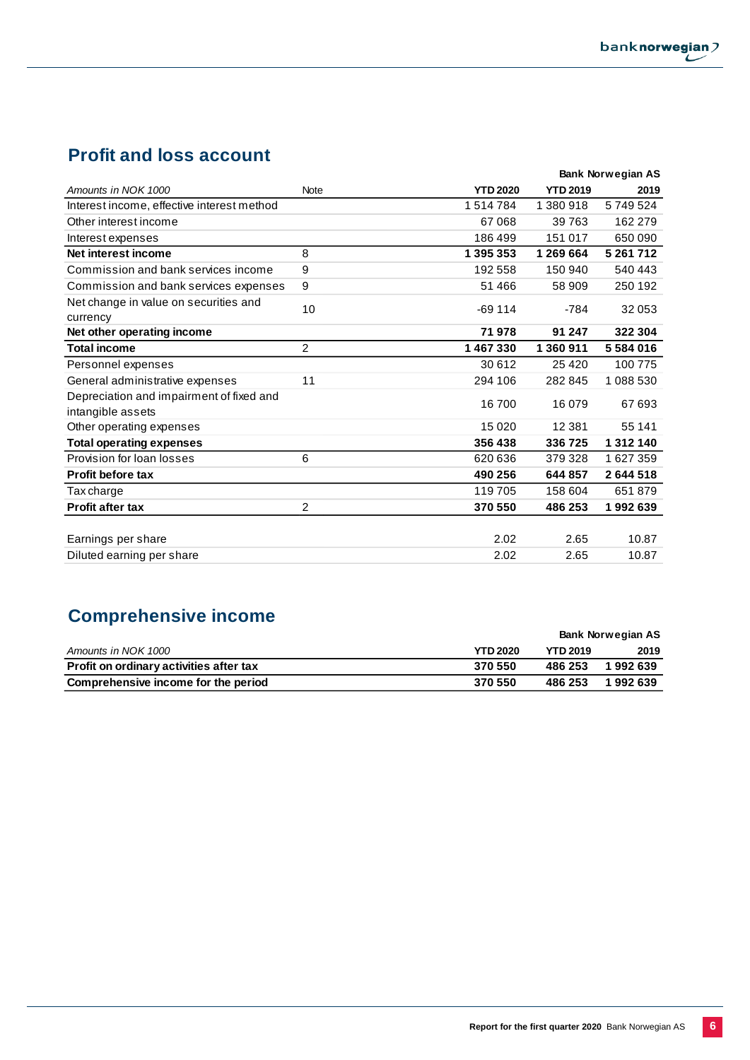## Profit and loss account

| Amounts in NOK 1000 | Note | YTD 2020 | YTD 2019 | 2019 |
|---|---|---|---|---|
| | | | | **Bank Norwegian AS** |
| Interest income, effective interest method | | 1 514 784 | 1 380 918 | 5 749 524 |
| Other interest income | | 67 068 | 39 763 | 162 279 |
| Interest expenses | | 186 499 | 151 017 | 650 090 |
| **Net interest income** | 8 | **1 395 353** | **1 269 664** | **5 261 712** |
| Commission and bank services income | 9 | 192 558 | 150 940 | 540 443 |
| Commission and bank services expenses | 9 | 51 466 | 58 909 | 250 192 |
| Net change in value on securities and currency | 10 | -69 114 | -784 | 32 053 |
| **Net other operating income** | | **71 978** | **91 247** | **322 304** |
| **Total income** | 2 | **1 467 330** | **1 360 911** | **5 584 016** |
| Personnel expenses | | 30 612 | 25 420 | 100 775 |
| General administrative expenses | 11 | 294 106 | 282 845 | 1 088 530 |
| Depreciation and impairment of fixed and intangible assets | | 16 700 | 16 079 | 67 693 |
| Other operating expenses | | 15 020 | 12 381 | 55 141 |
| **Total operating expenses** | | **356 438** | **336 725** | **1 312 140** |
| Provision for loan losses | 6 | 620 636 | 379 328 | 1 627 359 |
| **Profit before tax** | | **490 256** | **644 857** | **2 644 518** |
| Tax charge | | 119 705 | 158 604 | 651 879 |
| **Profit after tax** | 2 | **370 550** | **486 253** | **1 992 639** |
| | | | | |
| Earnings per share | | 2.02 | 2.65 | 10.87 |
| Diluted earning per share | | 2.02 | 2.65 | 10.87 |

## Comprehensive income

| Amounts in NOK 1000 | YTD 2020 | YTD 2019 | 2019 |
|---|---|---|---|
| | | | **Bank Norwegian AS** |
| **Profit on ordinary activities after tax** | **370 550** | **486 253** | **1 992 639** |
| **Comprehensive income for the period** | **370 550** | **486 253** | **1 992 639** |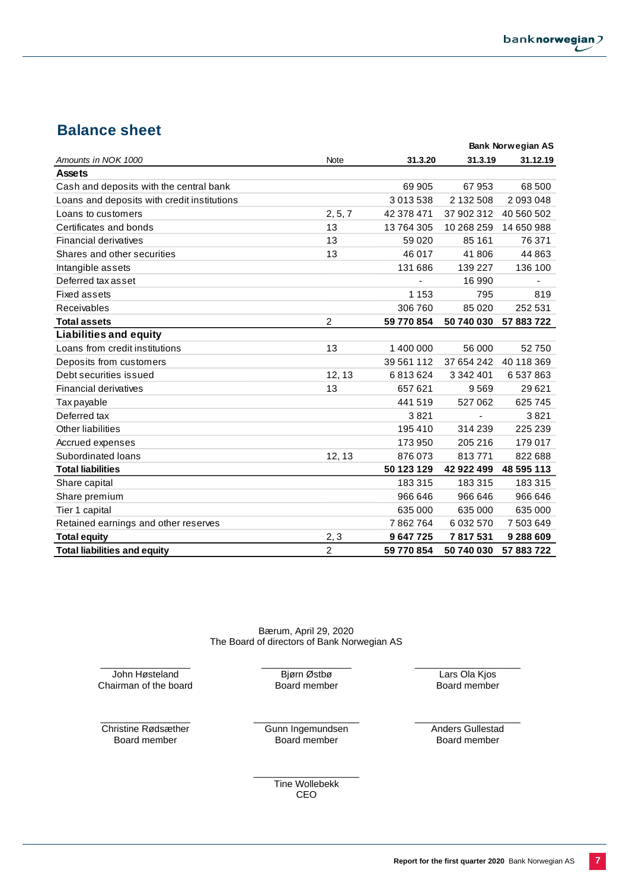## Balance sheet

| Amounts in NOK 1000 | Note | 31.3.20 | 31.3.19 | 31.12.19 |
|---|---|---|---|---|
| | | **Bank Norwegian AS** | | |
| **Assets** | | | | |
| Cash and deposits with the central bank | | 69 905 | 67 953 | 68 500 |
| Loans and deposits with credit institutions | | 3 013 538 | 2 132 508 | 2 093 048 |
| Loans to customers | 2, 5, 7 | 42 378 471 | 37 902 312 | 40 560 502 |
| Certificates and bonds | 13 | 13 764 305 | 10 268 259 | 14 650 988 |
| Financial derivatives | 13 | 59 020 | 85 161 | 76 371 |
| Shares and other securities | 13 | 46 017 | 41 806 | 44 863 |
| Intangible assets | | 131 686 | 139 227 | 136 100 |
| Deferred tax asset | | - | 16 990 | - |
| Fixed assets | | 1 153 | 795 | 819 |
| Receivables | | 306 760 | 85 020 | 252 531 |
| **Total assets** | 2 | **59 770 854** | **50 740 030** | **57 883 722** |
| **Liabilities and equity** | | | | |
| Loans from credit institutions | 13 | 1 400 000 | 56 000 | 52 750 |
| Deposits from customers | | 39 561 112 | 37 654 242 | 40 118 369 |
| Debt securities issued | 12, 13 | 6 813 624 | 3 342 401 | 6 537 863 |
| Financial derivatives | 13 | 657 621 | 9 569 | 29 621 |
| Tax payable | | 441 519 | 527 062 | 625 745 |
| Deferred tax | | 3 821 | - | 3 821 |
| Other liabilities | | 195 410 | 314 239 | 225 239 |
| Accrued expenses | | 173 950 | 205 216 | 179 017 |
| Subordinated loans | 12, 13 | 876 073 | 813 771 | 822 688 |
| **Total liabilities** | | **50 123 129** | **42 922 499** | **48 595 113** |
| Share capital | | 183 315 | 183 315 | 183 315 |
| Share premium | | 966 646 | 966 646 | 966 646 |
| Tier 1 capital | | 635 000 | 635 000 | 635 000 |
| Retained earnings and other reserves | | 7 862 764 | 6 032 570 | 7 503 649 |
| **Total equity** | 2, 3 | **9 647 725** | **7 817 531** | **9 288 609** |
| **Total liabilities and equity** | 2 | **59 770 854** | **50 740 030** | **57 883 722** |

Bærum, April 29, 2020
The Board of directors of Bank Norwegian AS

John Høsteland
Chairman of the board

Bjørn Østbø
Board member

Lars Ola Kjos
Board member

Christine Rødsæther
Board member

Gunn Ingemundsen
Board member

Anders Gullestad
Board member

Tine Wollebekk
CEO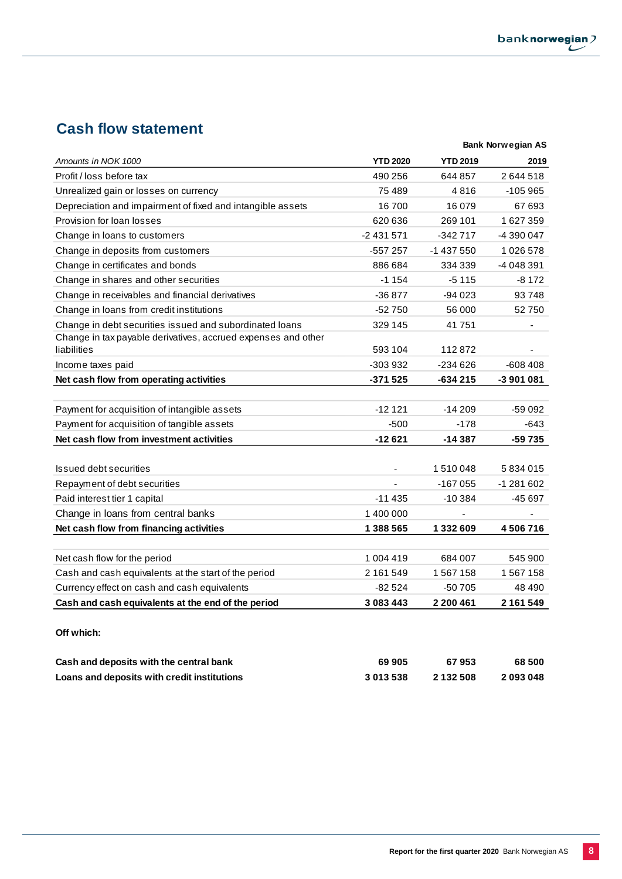## Cash flow statement

| | | | Bank Norwegian AS |
|---|---|---|---|
| *Amounts in NOK 1000* | **YTD 2020** | **YTD 2019** | **2019** |
| Profit / loss before tax | 490 256 | 644 857 | 2 644 518 |
| Unrealized gain or losses on currency | 75 489 | 4 816 | -105 965 |
| Depreciation and impairment of fixed and intangible assets | 16 700 | 16 079 | 67 693 |
| Provision for loan losses | 620 636 | 269 101 | 1 627 359 |
| Change in loans to customers | -2 431 571 | -342 717 | -4 390 047 |
| Change in deposits from customers | -557 257 | -1 437 550 | 1 026 578 |
| Change in certificates and bonds | 886 684 | 334 339 | -4 048 391 |
| Change in shares and other securities | -1 154 | -5 115 | -8 172 |
| Change in receivables and financial derivatives | -36 877 | -94 023 | 93 748 |
| Change in loans from credit institutions | -52 750 | 56 000 | 52 750 |
| Change in debt securities issued and subordinated loans | 329 145 | 41 751 | - |
| Change in tax payable derivatives, accrued expenses and other liabilities | 593 104 | 112 872 | - |
| Income taxes paid | -303 932 | -234 626 | -608 408 |
| **Net cash flow from operating activities** | **-371 525** | **-634 215** | **-3 901 081** |
| | | | |
| Payment for acquisition of intangible assets | -12 121 | -14 209 | -59 092 |
| Payment for acquisition of tangible assets | -500 | -178 | -643 |
| **Net cash flow from investment activities** | **-12 621** | **-14 387** | **-59 735** |
| | | | |
| Issued debt securities | - | 1 510 048 | 5 834 015 |
| Repayment of debt securities | - | -167 055 | -1 281 602 |
| Paid interest tier 1 capital | -11 435 | -10 384 | -45 697 |
| Change in loans from central banks | 1 400 000 | - | - |
| **Net cash flow from financing activities** | **1 388 565** | **1 332 609** | **4 506 716** |
| | | | |
| Net cash flow for the period | 1 004 419 | 684 007 | 545 900 |
| Cash and cash equivalents at the start of the period | 2 161 549 | 1 567 158 | 1 567 158 |
| Currency effect on cash and cash equivalents | -82 524 | -50 705 | 48 490 |
| **Cash and cash equivalents at the end of the period** | **3 083 443** | **2 200 461** | **2 161 549** |

**Off which:**

| | | | |
|---|---|---|---|
| **Cash and deposits with the central bank** | **69 905** | **67 953** | **68 500** |
| **Loans and deposits with credit institutions** | **3 013 538** | **2 132 508** | **2 093 048** |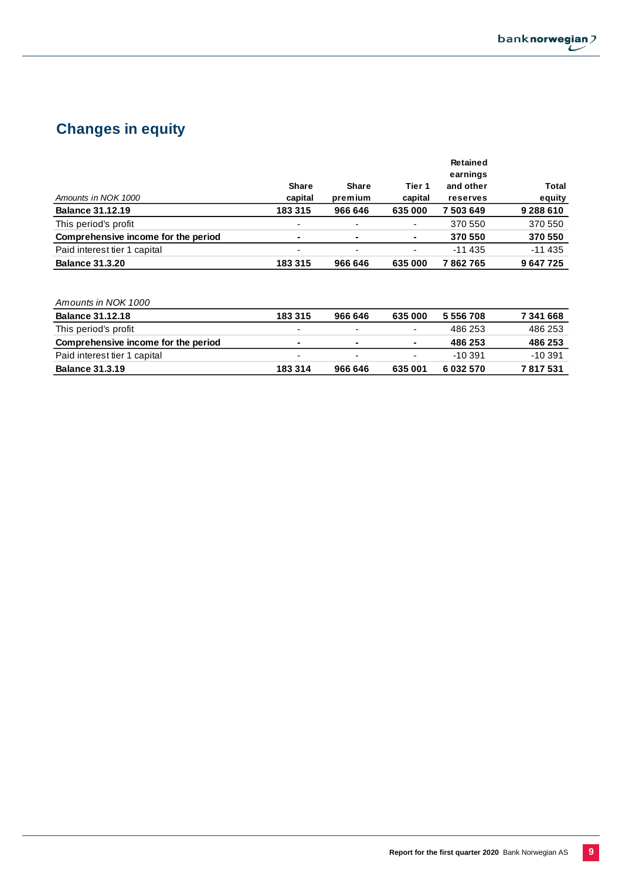# Changes in equity

| *Amounts in NOK 1000* | Share capital | Share premium | Tier 1 capital | Retained earnings and other reserves | Total equity |
|---|---|---|---|---|---|
| **Balance 31.12.19** | **183 315** | **966 646** | **635 000** | **7 503 649** | **9 288 610** |
| This period's profit | - | - | - | 370 550 | 370 550 |
| **Comprehensive income for the period** | **-** | **-** | **-** | **370 550** | **370 550** |
| Paid interest tier 1 capital | - | - | - | -11 435 | -11 435 |
| **Balance 31.3.20** | **183 315** | **966 646** | **635 000** | **7 862 765** | **9 647 725** |

| *Amounts in NOK 1000* | | | | | |
|---|---|---|---|---|---|
| **Balance 31.12.18** | **183 315** | **966 646** | **635 000** | **5 556 708** | **7 341 668** |
| This period's profit | - | - | - | 486 253 | 486 253 |
| **Comprehensive income for the period** | **-** | **-** | **-** | **486 253** | **486 253** |
| Paid interest tier 1 capital | - | - | - | -10 391 | -10 391 |
| **Balance 31.3.19** | **183 314** | **966 646** | **635 001** | **6 032 570** | **7 817 531** |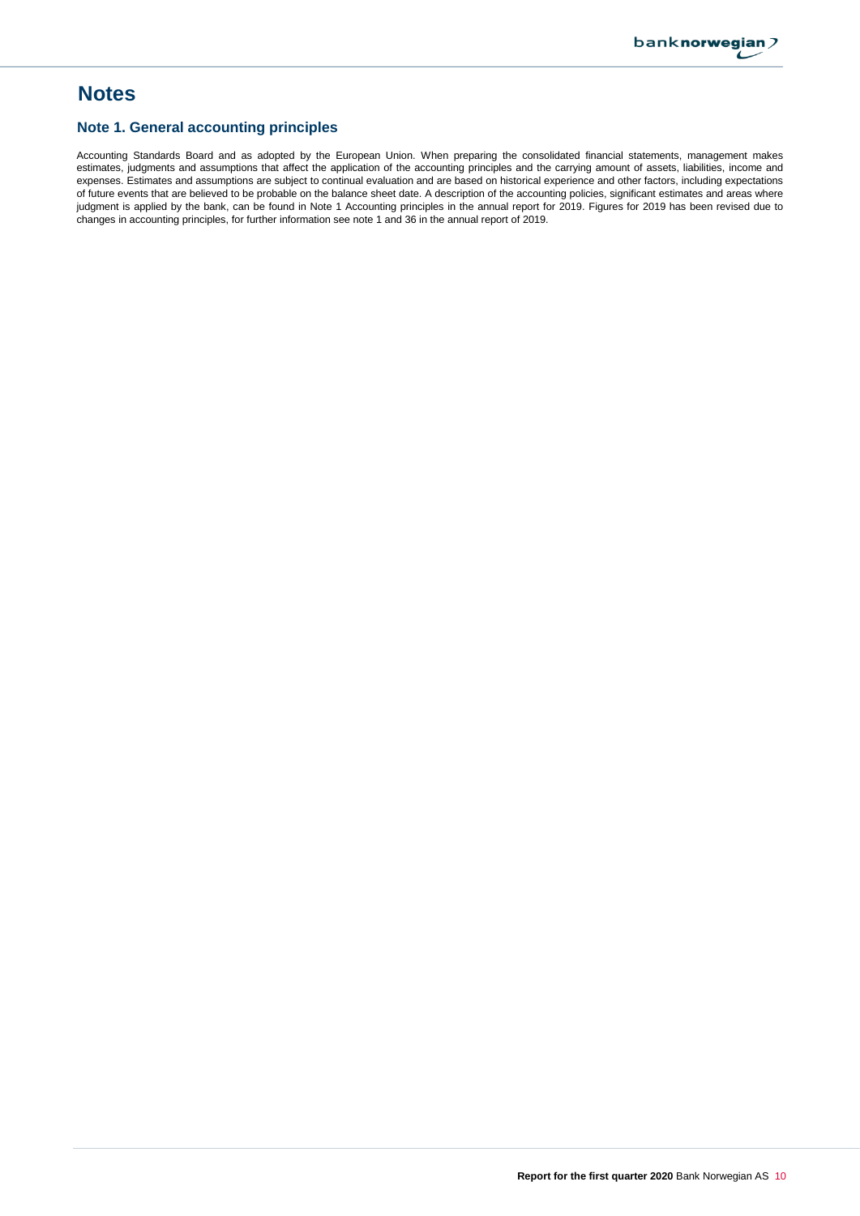# Notes

## Note 1. General accounting principles

Accounting Standards Board and as adopted by the European Union. When preparing the consolidated financial statements, management makes estimates, judgments and assumptions that affect the application of the accounting principles and the carrying amount of assets, liabilities, income and expenses. Estimates and assumptions are subject to continual evaluation and are based on historical experience and other factors, including expectations of future events that are believed to be probable on the balance sheet date. A description of the accounting policies, significant estimates and areas where judgment is applied by the bank, can be found in Note 1 Accounting principles in the annual report for 2019. Figures for 2019 has been revised due to changes in accounting principles, for further information see note 1 and 36 in the annual report of 2019.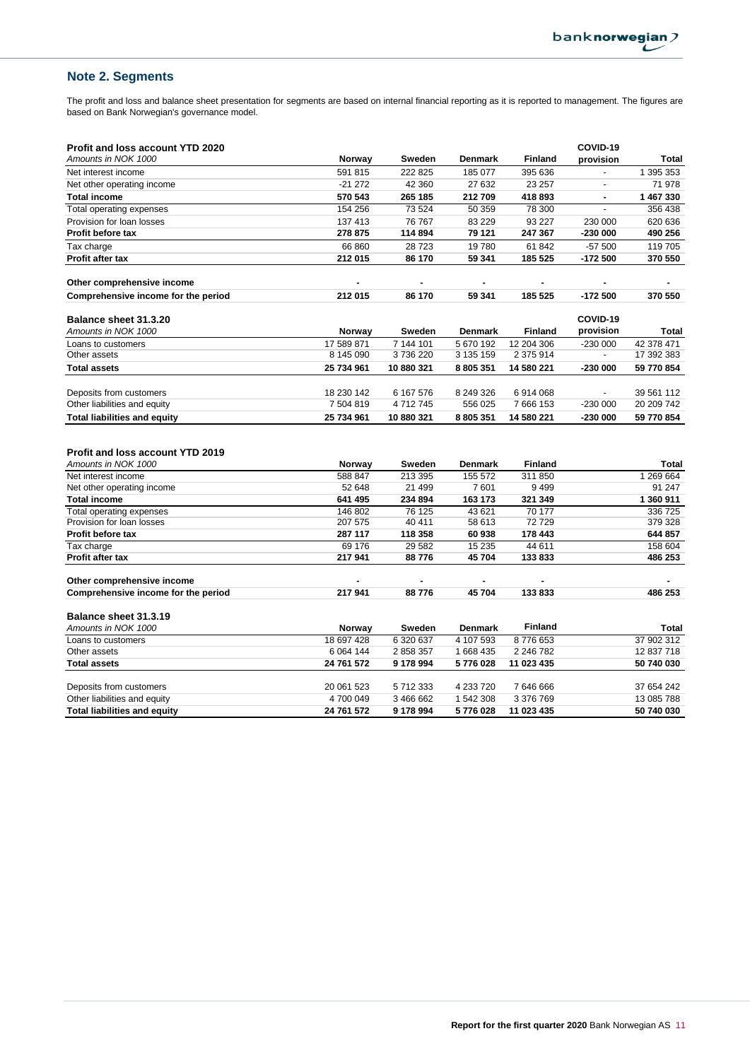## Note 2. Segments

The profit and loss and balance sheet presentation for segments are based on internal financial reporting as it is reported to management. The figures are based on Bank Norwegian's governance model.

| **Profit and loss account YTD 2020** | | | | | **COVID-19** | |
|---|---|---|---|---|---|---|
| *Amounts in NOK 1000* | **Norway** | **Sweden** | **Denmark** | **Finland** | **provision** | **Total** |
| Net interest income | 591 815 | 222 825 | 185 077 | 395 636 | - | 1 395 353 |
| Net other operating income | -21 272 | 42 360 | 27 632 | 23 257 | - | 71 978 |
| **Total income** | **570 543** | **265 185** | **212 709** | **418 893** | **-** | **1 467 330** |
| Total operating expenses | 154 256 | 73 524 | 50 359 | 78 300 | - | 356 438 |
| Provision for loan losses | 137 413 | 76 767 | 83 229 | 93 227 | 230 000 | 620 636 |
| **Profit before tax** | **278 875** | **114 894** | **79 121** | **247 367** | **-230 000** | **490 256** |
| Tax charge | 66 860 | 28 723 | 19 780 | 61 842 | -57 500 | 119 705 |
| **Profit after tax** | **212 015** | **86 170** | **59 341** | **185 525** | **-172 500** | **370 550** |
| | | | | | | |
| **Other comprehensive income** | **-** | **-** | **-** | **-** | **-** | **-** |
| **Comprehensive income for the period** | **212 015** | **86 170** | **59 341** | **185 525** | **-172 500** | **370 550** |

| **Balance sheet 31.3.20** | | | | | **COVID-19** | |
|---|---|---|---|---|---|---|
| *Amounts in NOK 1000* | **Norway** | **Sweden** | **Denmark** | **Finland** | **provision** | **Total** |
| Loans to customers | 17 589 871 | 7 144 101 | 5 670 192 | 12 204 306 | -230 000 | 42 378 471 |
| Other assets | 8 145 090 | 3 736 220 | 3 135 159 | 2 375 914 | - | 17 392 383 |
| **Total assets** | **25 734 961** | **10 880 321** | **8 805 351** | **14 580 221** | **-230 000** | **59 770 854** |
| | | | | | | |
| Deposits from customers | 18 230 142 | 6 167 576 | 8 249 326 | 6 914 068 | - | 39 561 112 |
| Other liabilities and equity | 7 504 819 | 4 712 745 | 556 025 | 7 666 153 | -230 000 | 20 209 742 |
| **Total liabilities and equity** | **25 734 961** | **10 880 321** | **8 805 351** | **14 580 221** | **-230 000** | **59 770 854** |

| **Profit and loss account YTD 2019** | | | | | |
|---|---|---|---|---|---|
| *Amounts in NOK 1000* | **Norway** | **Sweden** | **Denmark** | **Finland** | **Total** |
| Net interest income | 588 847 | 213 395 | 155 572 | 311 850 | 1 269 664 |
| Net other operating income | 52 648 | 21 499 | 7 601 | 9 499 | 91 247 |
| **Total income** | **641 495** | **234 894** | **163 173** | **321 349** | **1 360 911** |
| Total operating expenses | 146 802 | 76 125 | 43 621 | 70 177 | 336 725 |
| Provision for loan losses | 207 575 | 40 411 | 58 613 | 72 729 | 379 328 |
| **Profit before tax** | **287 117** | **118 358** | **60 938** | **178 443** | **644 857** |
| Tax charge | 69 176 | 29 582 | 15 235 | 44 611 | 158 604 |
| **Profit after tax** | **217 941** | **88 776** | **45 704** | **133 833** | **486 253** |
| | | | | | |
| **Other comprehensive income** | **-** | **-** | **-** | **-** | **-** |
| **Comprehensive income for the period** | **217 941** | **88 776** | **45 704** | **133 833** | **486 253** |

| **Balance sheet 31.3.19** | | | | | |
|---|---|---|---|---|---|
| *Amounts in NOK 1000* | **Norway** | **Sweden** | **Denmark** | **Finland** | **Total** |
| Loans to customers | 18 697 428 | 6 320 637 | 4 107 593 | 8 776 653 | 37 902 312 |
| Other assets | 6 064 144 | 2 858 357 | 1 668 435 | 2 246 782 | 12 837 718 |
| **Total assets** | **24 761 572** | **9 178 994** | **5 776 028** | **11 023 435** | **50 740 030** |
| | | | | | |
| Deposits from customers | 20 061 523 | 5 712 333 | 4 233 720 | 7 646 666 | 37 654 242 |
| Other liabilities and equity | 4 700 049 | 3 466 662 | 1 542 308 | 3 376 769 | 13 085 788 |
| **Total liabilities and equity** | **24 761 572** | **9 178 994** | **5 776 028** | **11 023 435** | **50 740 030** |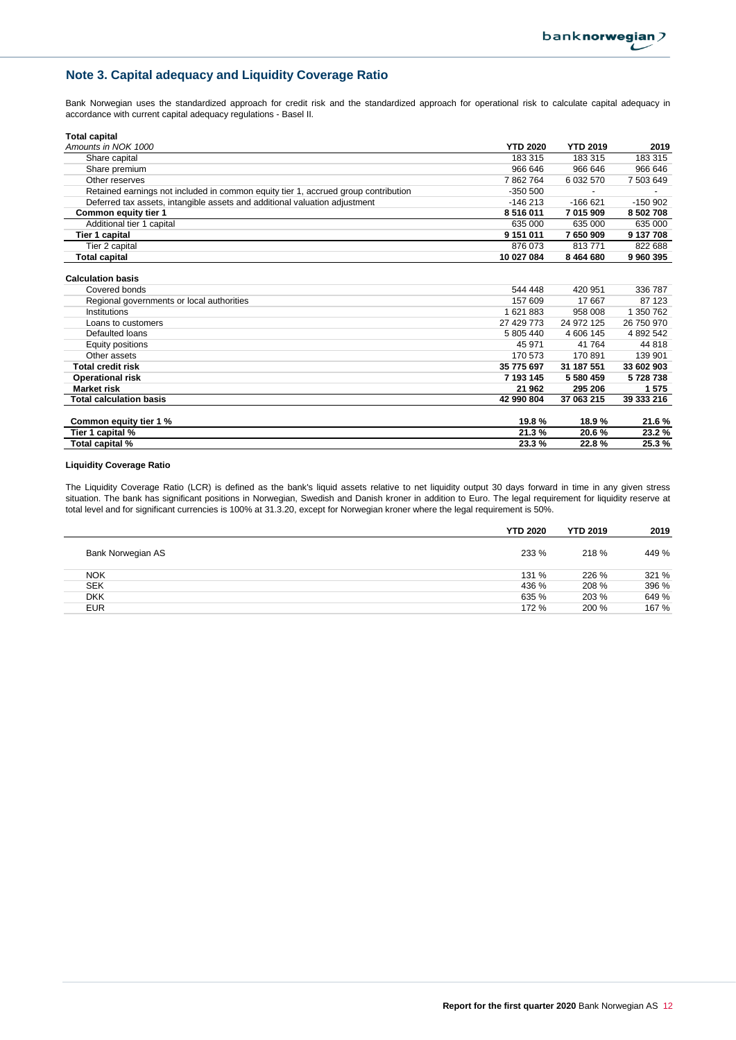## Note 3. Capital adequacy and Liquidity Coverage Ratio

Bank Norwegian uses the standardized approach for credit risk and the standardized approach for operational risk to calculate capital adequacy in accordance with current capital adequacy regulations - Basel II.

**Total capital**

| *Amounts in NOK 1000* | YTD 2020 | YTD 2019 | 2019 |
|---|---|---|---|
| Share capital | 183 315 | 183 315 | 183 315 |
| Share premium | 966 646 | 966 646 | 966 646 |
| Other reserves | 7 862 764 | 6 032 570 | 7 503 649 |
| Retained earnings not included in common equity tier 1, accrued group contribution | -350 500 | - | - |
| Deferred tax assets, intangible assets and additional valuation adjustment | -146 213 | -166 621 | -150 902 |
| **Common equity tier 1** | **8 516 011** | **7 015 909** | **8 502 708** |
| Additional tier 1 capital | 635 000 | 635 000 | 635 000 |
| **Tier 1 capital** | **9 151 011** | **7 650 909** | **9 137 708** |
| Tier 2 capital | 876 073 | 813 771 | 822 688 |
| **Total capital** | **10 027 084** | **8 464 680** | **9 960 395** |

**Calculation basis**

| | YTD 2020 | YTD 2019 | 2019 |
|---|---|---|---|
| Covered bonds | 544 448 | 420 951 | 336 787 |
| Regional governments or local authorities | 157 609 | 17 667 | 87 123 |
| Institutions | 1 621 883 | 958 008 | 1 350 762 |
| Loans to customers | 27 429 773 | 24 972 125 | 26 750 970 |
| Defaulted loans | 5 805 440 | 4 606 145 | 4 892 542 |
| Equity positions | 45 971 | 41 764 | 44 818 |
| Other assets | 170 573 | 170 891 | 139 901 |
| **Total credit risk** | **35 775 697** | **31 187 551** | **33 602 903** |
| **Operational risk** | **7 193 145** | **5 580 459** | **5 728 738** |
| **Market risk** | **21 962** | **295 206** | **1 575** |
| **Total calculation basis** | **42 990 804** | **37 063 215** | **39 333 216** |
| | | | |
| **Common equity tier 1 %** | **19.8 %** | **18.9 %** | **21.6 %** |
| **Tier 1 capital %** | **21.3 %** | **20.6 %** | **23.2 %** |
| **Total capital %** | **23.3 %** | **22.8 %** | **25.3 %** |

**Liquidity Coverage Ratio**

The Liquidity Coverage Ratio (LCR) is defined as the bank's liquid assets relative to net liquidity output 30 days forward in time in any given stress situation. The bank has significant positions in Norwegian, Swedish and Danish kroner in addition to Euro. The legal requirement for liquidity reserve at total level and for significant currencies is 100% at 31.3.20, except for Norwegian kroner where the legal requirement is 50%.

| | YTD 2020 | YTD 2019 | 2019 |
|---|---|---|---|
| Bank Norwegian AS | 233 % | 218 % | 449 % |
| NOK | 131 % | 226 % | 321 % |
| SEK | 436 % | 208 % | 396 % |
| DKK | 635 % | 203 % | 649 % |
| EUR | 172 % | 200 % | 167 % |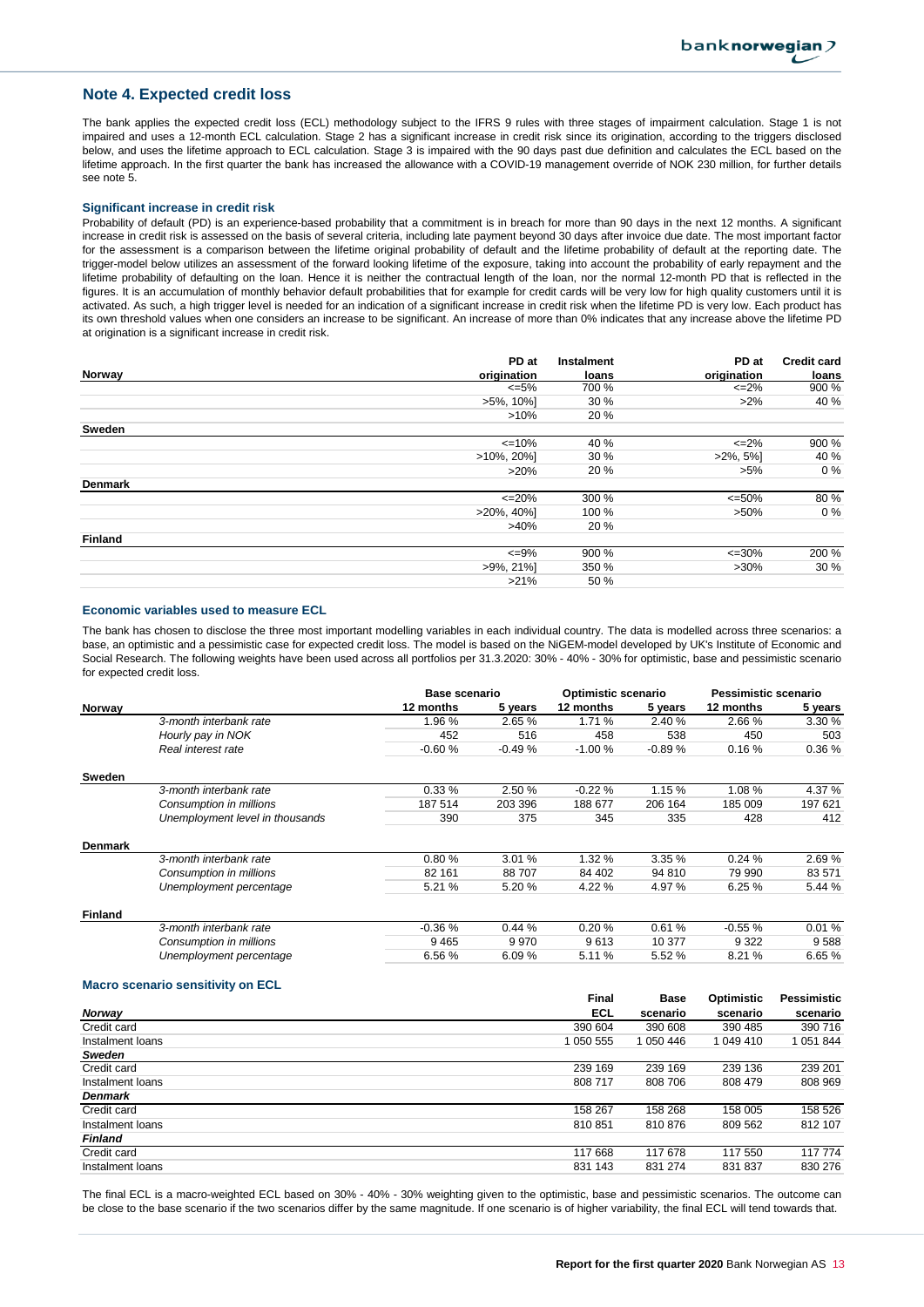## Note 4. Expected credit loss

The bank applies the expected credit loss (ECL) methodology subject to the IFRS 9 rules with three stages of impairment calculation. Stage 1 is not impaired and uses a 12-month ECL calculation. Stage 2 has a significant increase in credit risk since its origination, according to the triggers disclosed below, and uses the lifetime approach to ECL calculation. Stage 3 is impaired with the 90 days past due definition and calculates the ECL based on the lifetime approach. In the first quarter the bank has increased the allowance with a COVID-19 management override of NOK 230 million, for further details see note 5.

### Significant increase in credit risk

Probability of default (PD) is an experience-based probability that a commitment is in breach for more than 90 days in the next 12 months. A significant increase in credit risk is assessed on the basis of several criteria, including late payment beyond 30 days after invoice due date. The most important factor for the assessment is a comparison between the lifetime original probability of default and the lifetime probability of default at the reporting date. The trigger-model below utilizes an assessment of the forward looking lifetime of the exposure, taking into account the probability of early repayment and the lifetime probability of defaulting on the loan. Hence it is neither the contractual length of the loan, nor the normal 12-month PD that is reflected in the figures. It is an accumulation of monthly behavior default probabilities that for example for credit cards will be very low for high quality customers until it is activated. As such, a high trigger level is needed for an indication of a significant increase in credit risk when the lifetime PD is very low. Each product has its own threshold values when one considers an increase to be significant. An increase of more than 0% indicates that any increase above the lifetime PD at origination is a significant increase in credit risk.

| | PD at origination | Instalment loans | PD at origination | Credit card loans |
|---|---|---|---|---|
| **Norway** | | | | |
| | <=5% | 700 % | <=2% | 900 % |
| | >5%, 10%] | 30 % | >2% | 40 % |
| | >10% | 20 % | | |
| **Sweden** | | | | |
| | <=10% | 40 % | <=2% | 900 % |
| | >10%, 20%] | 30 % | >2%, 5%] | 40 % |
| | >20% | 20 % | >5% | 0 % |
| **Denmark** | | | | |
| | <=20% | 300 % | <=50% | 80 % |
| | >20%, 40%] | 100 % | >50% | 0 % |
| | >40% | 20 % | | |
| **Finland** | | | | |
| | <=9% | 900 % | <=30% | 200 % |
| | >9%, 21%] | 350 % | >30% | 30 % |
| | >21% | 50 % | | |

### Economic variables used to measure ECL

The bank has chosen to disclose the three most important modelling variables in each individual country. The data is modelled across three scenarios: a base, an optimistic and a pessimistic case for expected credit loss. The model is based on the NiGEM-model developed by UK's Institute of Economic and Social Research. The following weights have been used across all portfolios per 31.3.2020: 30% - 40% - 30% for optimistic, base and pessimistic scenario for expected credit loss.

| | | Base scenario | | Optimistic scenario | | Pessimistic scenario | |
|---|---|---|---|---|---|---|---|
| | | 12 months | 5 years | 12 months | 5 years | 12 months | 5 years |
| **Norway** | | | | | | | |
| | *3-month interbank rate* | 1.96 % | 2.65 % | 1.71 % | 2.40 % | 2.66 % | 3.30 % |
| | *Hourly pay in NOK* | 452 | 516 | 458 | 538 | 450 | 503 |
| | *Real interest rate* | -0.60 % | -0.49 % | -1.00 % | -0.89 % | 0.16 % | 0.36 % |
| **Sweden** | | | | | | | |
| | *3-month interbank rate* | 0.33 % | 2.50 % | -0.22 % | 1.15 % | 1.08 % | 4.37 % |
| | *Consumption in millions* | 187 514 | 203 396 | 188 677 | 206 164 | 185 009 | 197 621 |
| | *Unemployment level in thousands* | 390 | 375 | 345 | 335 | 428 | 412 |
| **Denmark** | | | | | | | |
| | *3-month interbank rate* | 0.80 % | 3.01 % | 1.32 % | 3.35 % | 0.24 % | 2.69 % |
| | *Consumption in millions* | 82 161 | 88 707 | 84 402 | 94 810 | 79 990 | 83 571 |
| | *Unemployment percentage* | 5.21 % | 5.20 % | 4.22 % | 4.97 % | 6.25 % | 5.44 % |
| **Finland** | | | | | | | |
| | *3-month interbank rate* | -0.36 % | 0.44 % | 0.20 % | 0.61 % | -0.55 % | 0.01 % |
| | *Consumption in millions* | 9 465 | 9 970 | 9 613 | 10 377 | 9 322 | 9 588 |
| | *Unemployment percentage* | 6.56 % | 6.09 % | 5.11 % | 5.52 % | 8.21 % | 6.65 % |

### Macro scenario sensitivity on ECL

| | Final ECL | Base scenario | Optimistic scenario | Pessimistic scenario |
|---|---|---|---|---|
| ***Norway*** | | | | |
| Credit card | 390 604 | 390 608 | 390 485 | 390 716 |
| Instalment loans | 1 050 555 | 1 050 446 | 1 049 410 | 1 051 844 |
| ***Sweden*** | | | | |
| Credit card | 239 169 | 239 169 | 239 136 | 239 201 |
| Instalment loans | 808 717 | 808 706 | 808 479 | 808 969 |
| ***Denmark*** | | | | |
| Credit card | 158 267 | 158 268 | 158 005 | 158 526 |
| Instalment loans | 810 851 | 810 876 | 809 562 | 812 107 |
| ***Finland*** | | | | |
| Credit card | 117 668 | 117 678 | 117 550 | 117 774 |
| Instalment loans | 831 143 | 831 274 | 831 837 | 830 276 |

The final ECL is a macro-weighted ECL based on 30% - 40% - 30% weighting given to the optimistic, base and pessimistic scenarios. The outcome can be close to the base scenario if the two scenarios differ by the same magnitude. If one scenario is of higher variability, the final ECL will tend towards that.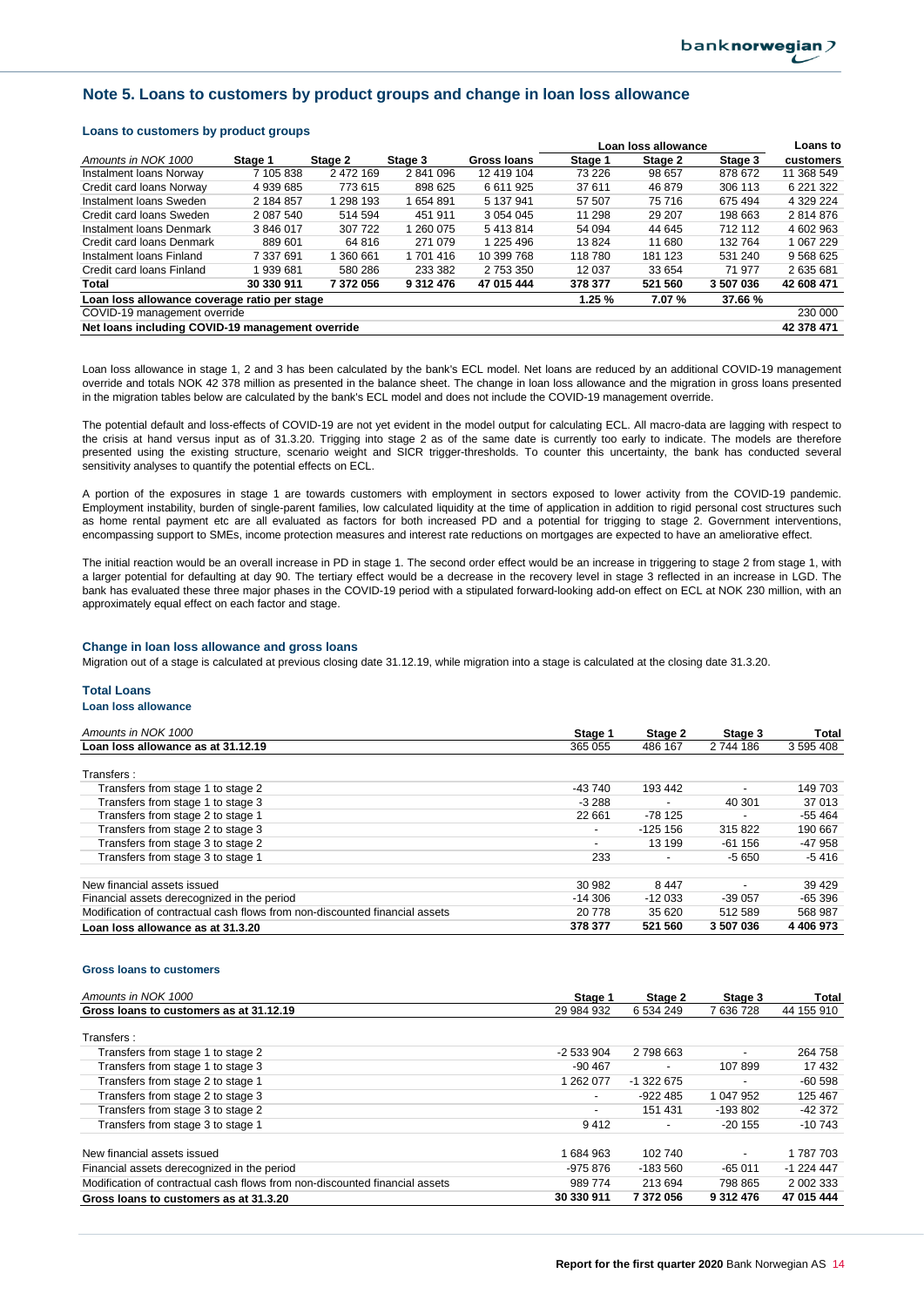## Note 5. Loans to customers by product groups and change in loan loss allowance

### Loans to customers by product groups

| | | | | | Loan loss allowance | | | Loans to |
|---|---|---|---|---|---|---|---|---|
| *Amounts in NOK 1000* | **Stage 1** | **Stage 2** | **Stage 3** | **Gross loans** | **Stage 1** | **Stage 2** | **Stage 3** | **customers** |
| Instalment loans Norway | 7 105 838 | 2 472 169 | 2 841 096 | 12 419 104 | 73 226 | 98 657 | 878 672 | 11 368 549 |
| Credit card loans Norway | 4 939 685 | 773 615 | 898 625 | 6 611 925 | 37 611 | 46 879 | 306 113 | 6 221 322 |
| Instalment loans Sweden | 2 184 857 | 1 298 193 | 1 654 891 | 5 137 941 | 57 507 | 75 716 | 675 494 | 4 329 224 |
| Credit card loans Sweden | 2 087 540 | 514 594 | 451 911 | 3 054 045 | 11 298 | 29 207 | 198 663 | 2 814 876 |
| Instalment loans Denmark | 3 846 017 | 307 722 | 1 260 075 | 5 413 814 | 54 094 | 44 645 | 712 112 | 4 602 963 |
| Credit card loans Denmark | 889 601 | 64 816 | 271 079 | 1 225 496 | 13 824 | 11 680 | 132 764 | 1 067 229 |
| Instalment loans Finland | 7 337 691 | 1 360 661 | 1 701 416 | 10 399 768 | 118 780 | 181 123 | 531 240 | 9 568 625 |
| Credit card loans Finland | 1 939 681 | 580 286 | 233 382 | 2 753 350 | 12 037 | 33 654 | 71 977 | 2 635 681 |
| **Total** | **30 330 911** | **7 372 056** | **9 312 476** | **47 015 444** | **378 377** | **521 560** | **3 507 036** | **42 608 471** |
| **Loan loss allowance coverage ratio per stage** | | | | | **1.25 %** | **7.07 %** | **37.66 %** | |
| COVID-19 management override | | | | | | | | 230 000 |
| **Net loans including COVID-19 management override** | | | | | | | | **42 378 471** |

Loan loss allowance in stage 1, 2 and 3 has been calculated by the bank's ECL model. Net loans are reduced by an additional COVID-19 management override and totals NOK 42 378 million as presented in the balance sheet. The change in loan loss allowance and the migration in gross loans presented in the migration tables below are calculated by the bank's ECL model and does not include the COVID-19 management override.

The potential default and loss-effects of COVID-19 are not yet evident in the model output for calculating ECL. All macro-data are lagging with respect to the crisis at hand versus input as of 31.3.20. Trigging into stage 2 as of the same date is currently too early to indicate. The models are therefore presented using the existing structure, scenario weight and SICR trigger-thresholds. To counter this uncertainty, the bank has conducted several sensitivity analyses to quantify the potential effects on ECL.

A portion of the exposures in stage 1 are towards customers with employment in sectors exposed to lower activity from the COVID-19 pandemic. Employment instability, burden of single-parent families, low calculated liquidity at the time of application in addition to rigid personal cost structures such as home rental payment etc are all evaluated as factors for both increased PD and a potential for trigging to stage 2. Government interventions, encompassing support to SMEs, income protection measures and interest rate reductions on mortgages are expected to have an ameliorative effect.

The initial reaction would be an overall increase in PD in stage 1. The second order effect would be an increase in triggering to stage 2 from stage 1, with a larger potential for defaulting at day 90. The tertiary effect would be a decrease in the recovery level in stage 3 reflected in an increase in LGD. The bank has evaluated these three major phases in the COVID-19 period with a stipulated forward-looking add-on effect on ECL at NOK 230 million, with an approximately equal effect on each factor and stage.

### Change in loan loss allowance and gross loans

Migration out of a stage is calculated at previous closing date 31.12.19, while migration into a stage is calculated at the closing date 31.3.20.

#### Total Loans

**Loan loss allowance**

| *Amounts in NOK 1000* | **Stage 1** | **Stage 2** | **Stage 3** | **Total** |
|---|---|---|---|---|
| **Loan loss allowance as at 31.12.19** | 365 055 | 486 167 | 2 744 186 | 3 595 408 |
| Transfers : | | | | |
| Transfers from stage 1 to stage 2 | -43 740 | 193 442 | - | 149 703 |
| Transfers from stage 1 to stage 3 | -3 288 | - | 40 301 | 37 013 |
| Transfers from stage 2 to stage 1 | 22 661 | -78 125 | - | -55 464 |
| Transfers from stage 2 to stage 3 | - | -125 156 | 315 822 | 190 667 |
| Transfers from stage 3 to stage 2 | - | 13 199 | -61 156 | -47 958 |
| Transfers from stage 3 to stage 1 | 233 | - | -5 650 | -5 416 |
| New financial assets issued | 30 982 | 8 447 | - | 39 429 |
| Financial assets derecognized in the period | -14 306 | -12 033 | -39 057 | -65 396 |
| Modification of contractual cash flows from non-discounted financial assets | 20 778 | 35 620 | 512 589 | 568 987 |
| **Loan loss allowance as at 31.3.20** | **378 377** | **521 560** | **3 507 036** | **4 406 973** |

**Gross loans to customers**

| *Amounts in NOK 1000* | **Stage 1** | **Stage 2** | **Stage 3** | **Total** |
|---|---|---|---|---|
| **Gross loans to customers as at 31.12.19** | 29 984 932 | 6 534 249 | 7 636 728 | 44 155 910 |
| Transfers : | | | | |
| Transfers from stage 1 to stage 2 | -2 533 904 | 2 798 663 | - | 264 758 |
| Transfers from stage 1 to stage 3 | -90 467 | - | 107 899 | 17 432 |
| Transfers from stage 2 to stage 1 | 1 262 077 | -1 322 675 | - | -60 598 |
| Transfers from stage 2 to stage 3 | - | -922 485 | 1 047 952 | 125 467 |
| Transfers from stage 3 to stage 2 | - | 151 431 | -193 802 | -42 372 |
| Transfers from stage 3 to stage 1 | 9 412 | - | -20 155 | -10 743 |
| New financial assets issued | 1 684 963 | 102 740 | - | 1 787 703 |
| Financial assets derecognized in the period | -975 876 | -183 560 | -65 011 | -1 224 447 |
| Modification of contractual cash flows from non-discounted financial assets | 989 774 | 213 694 | 798 865 | 2 002 333 |
| **Gross loans to customers as at 31.3.20** | **30 330 911** | **7 372 056** | **9 312 476** | **47 015 444** |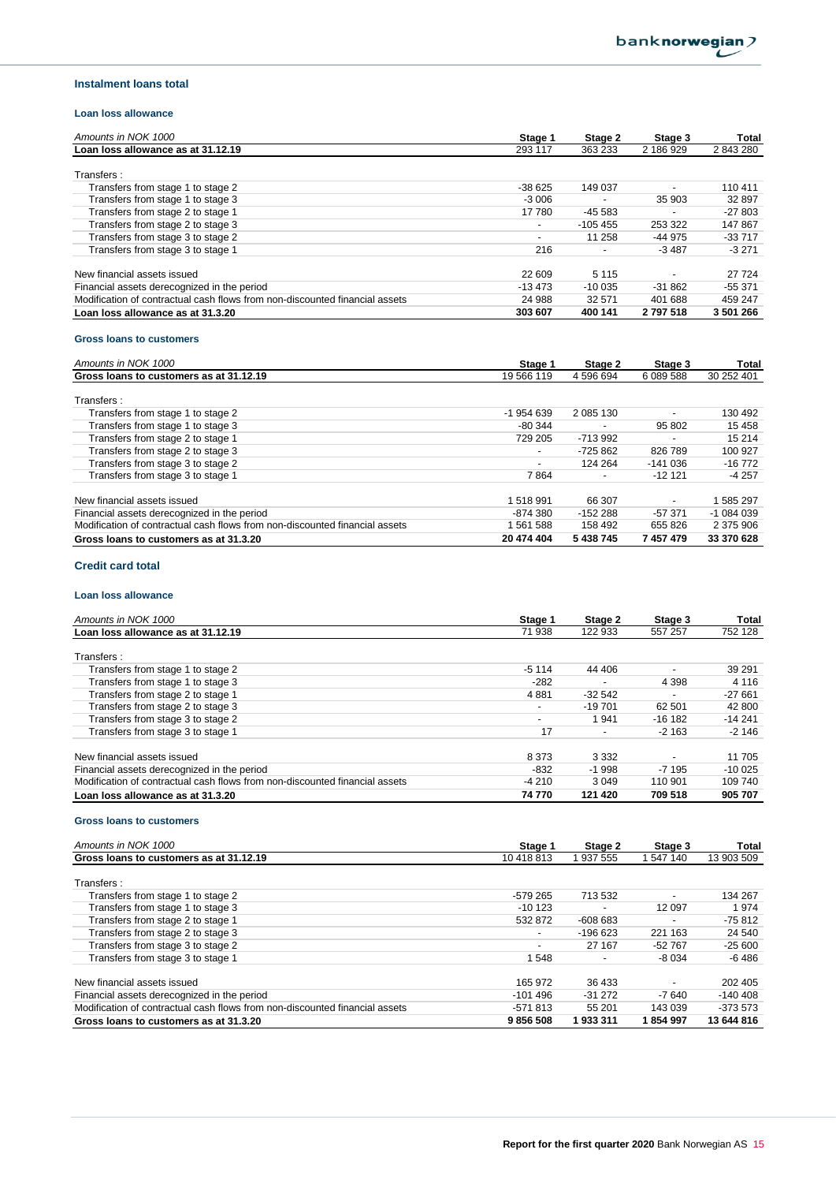## Instalment loans total

### Loan loss allowance

| *Amounts in NOK 1000* | Stage 1 | Stage 2 | Stage 3 | Total |
|---|---|---|---|---|
| **Loan loss allowance as at 31.12.19** | 293 117 | 363 233 | 2 186 929 | 2 843 280 |
| Transfers : | | | | |
| Transfers from stage 1 to stage 2 | -38 625 | 149 037 | - | 110 411 |
| Transfers from stage 1 to stage 3 | -3 006 | - | 35 903 | 32 897 |
| Transfers from stage 2 to stage 1 | 17 780 | -45 583 | - | -27 803 |
| Transfers from stage 2 to stage 3 | - | -105 455 | 253 322 | 147 867 |
| Transfers from stage 3 to stage 2 | - | 11 258 | -44 975 | -33 717 |
| Transfers from stage 3 to stage 1 | 216 | - | -3 487 | -3 271 |
| New financial assets issued | 22 609 | 5 115 | - | 27 724 |
| Financial assets derecognized in the period | -13 473 | -10 035 | -31 862 | -55 371 |
| Modification of contractual cash flows from non-discounted financial assets | 24 988 | 32 571 | 401 688 | 459 247 |
| **Loan loss allowance as at 31.3.20** | **303 607** | **400 141** | **2 797 518** | **3 501 266** |

### Gross loans to customers

| *Amounts in NOK 1000* | Stage 1 | Stage 2 | Stage 3 | Total |
|---|---|---|---|---|
| **Gross loans to customers as at 31.12.19** | 19 566 119 | 4 596 694 | 6 089 588 | 30 252 401 |
| Transfers : | | | | |
| Transfers from stage 1 to stage 2 | -1 954 639 | 2 085 130 | - | 130 492 |
| Transfers from stage 1 to stage 3 | -80 344 | - | 95 802 | 15 458 |
| Transfers from stage 2 to stage 1 | 729 205 | -713 992 | - | 15 214 |
| Transfers from stage 2 to stage 3 | - | -725 862 | 826 789 | 100 927 |
| Transfers from stage 3 to stage 2 | - | 124 264 | -141 036 | -16 772 |
| Transfers from stage 3 to stage 1 | 7 864 | - | -12 121 | -4 257 |
| New financial assets issued | 1 518 991 | 66 307 | - | 1 585 297 |
| Financial assets derecognized in the period | -874 380 | -152 288 | -57 371 | -1 084 039 |
| Modification of contractual cash flows from non-discounted financial assets | 1 561 588 | 158 492 | 655 826 | 2 375 906 |
| **Gross loans to customers as at 31.3.20** | **20 474 404** | **5 438 745** | **7 457 479** | **33 370 628** |

## Credit card total

### Loan loss allowance

| *Amounts in NOK 1000* | Stage 1 | Stage 2 | Stage 3 | Total |
|---|---|---|---|---|
| **Loan loss allowance as at 31.12.19** | 71 938 | 122 933 | 557 257 | 752 128 |
| Transfers : | | | | |
| Transfers from stage 1 to stage 2 | -5 114 | 44 406 | - | 39 291 |
| Transfers from stage 1 to stage 3 | -282 | - | 4 398 | 4 116 |
| Transfers from stage 2 to stage 1 | 4 881 | -32 542 | - | -27 661 |
| Transfers from stage 2 to stage 3 | - | -19 701 | 62 501 | 42 800 |
| Transfers from stage 3 to stage 2 | - | 1 941 | -16 182 | -14 241 |
| Transfers from stage 3 to stage 1 | 17 | - | -2 163 | -2 146 |
| New financial assets issued | 8 373 | 3 332 | - | 11 705 |
| Financial assets derecognized in the period | -832 | -1 998 | -7 195 | -10 025 |
| Modification of contractual cash flows from non-discounted financial assets | -4 210 | 3 049 | 110 901 | 109 740 |
| **Loan loss allowance as at 31.3.20** | **74 770** | **121 420** | **709 518** | **905 707** |

### Gross loans to customers

| *Amounts in NOK 1000* | Stage 1 | Stage 2 | Stage 3 | Total |
|---|---|---|---|---|
| **Gross loans to customers as at 31.12.19** | 10 418 813 | 1 937 555 | 1 547 140 | 13 903 509 |
| Transfers : | | | | |
| Transfers from stage 1 to stage 2 | -579 265 | 713 532 | - | 134 267 |
| Transfers from stage 1 to stage 3 | -10 123 | - | 12 097 | 1 974 |
| Transfers from stage 2 to stage 1 | 532 872 | -608 683 | - | -75 812 |
| Transfers from stage 2 to stage 3 | - | -196 623 | 221 163 | 24 540 |
| Transfers from stage 3 to stage 2 | - | 27 167 | -52 767 | -25 600 |
| Transfers from stage 3 to stage 1 | 1 548 | - | -8 034 | -6 486 |
| New financial assets issued | 165 972 | 36 433 | - | 202 405 |
| Financial assets derecognized in the period | -101 496 | -31 272 | -7 640 | -140 408 |
| Modification of contractual cash flows from non-discounted financial assets | -571 813 | 55 201 | 143 039 | -373 573 |
| **Gross loans to customers as at 31.3.20** | **9 856 508** | **1 933 311** | **1 854 997** | **13 644 816** |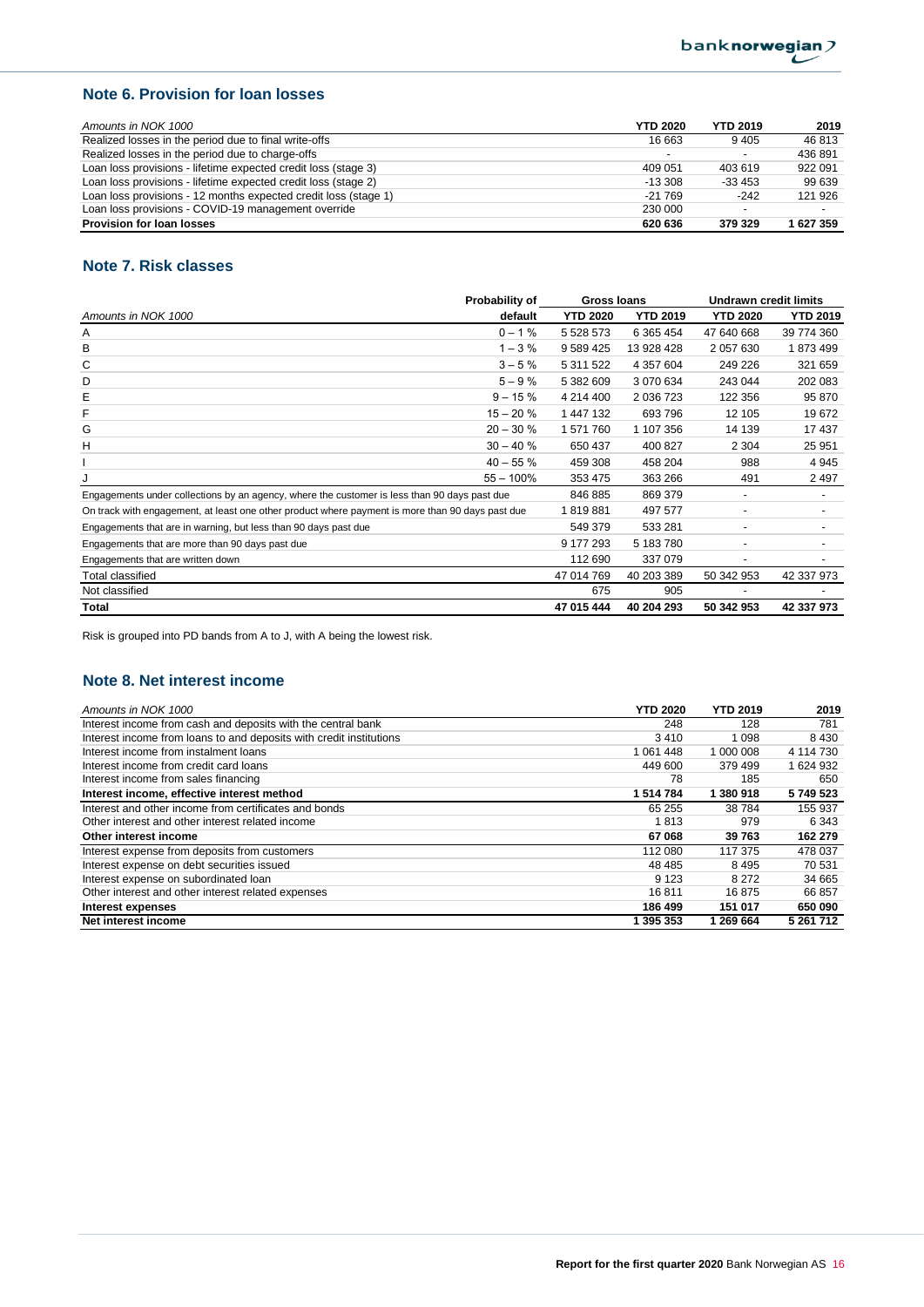## Note 6. Provision for loan losses

| *Amounts in NOK 1000* | YTD 2020 | YTD 2019 | 2019 |
|---|---|---|---|
| Realized losses in the period due to final write-offs | 16 663 | 9 405 | 46 813 |
| Realized losses in the period due to charge-offs | - | - | 436 891 |
| Loan loss provisions - lifetime expected credit loss (stage 3) | 409 051 | 403 619 | 922 091 |
| Loan loss provisions - lifetime expected credit loss (stage 2) | -13 308 | -33 453 | 99 639 |
| Loan loss provisions - 12 months expected credit loss (stage 1) | -21 769 | -242 | 121 926 |
| Loan loss provisions - COVID-19 management override | 230 000 | - | - |
| **Provision for loan losses** | **620 636** | **379 329** | **1 627 359** |

## Note 7. Risk classes

| | Probability of | Gross loans | | Undrawn credit limits | |
|---|---|---|---|---|---|
| *Amounts in NOK 1000* | default | YTD 2020 | YTD 2019 | YTD 2020 | YTD 2019 |
| A | 0 – 1 % | 5 528 573 | 6 365 454 | 47 640 668 | 39 774 360 |
| B | 1 – 3 % | 9 589 425 | 13 928 428 | 2 057 630 | 1 873 499 |
| C | 3 – 5 % | 5 311 522 | 4 357 604 | 249 226 | 321 659 |
| D | 5 – 9 % | 5 382 609 | 3 070 634 | 243 044 | 202 083 |
| E | 9 – 15 % | 4 214 400 | 2 036 723 | 122 356 | 95 870 |
| F | 15 – 20 % | 1 447 132 | 693 796 | 12 105 | 19 672 |
| G | 20 – 30 % | 1 571 760 | 1 107 356 | 14 139 | 17 437 |
| H | 30 – 40 % | 650 437 | 400 827 | 2 304 | 25 951 |
| I | 40 – 55 % | 459 308 | 458 204 | 988 | 4 945 |
| J | 55 – 100% | 353 475 | 363 266 | 491 | 2 497 |
| Engagements under collections by an agency, where the customer is less than 90 days past due | | 846 885 | 869 379 | - | - |
| On track with engagement, at least one other product where payment is more than 90 days past due | | 1 819 881 | 497 577 | - | - |
| Engagements that are in warning, but less than 90 days past due | | 549 379 | 533 281 | - | - |
| Engagements that are more than 90 days past due | | 9 177 293 | 5 183 780 | - | - |
| Engagements that are written down | | 112 690 | 337 079 | - | - |
| Total classified | | 47 014 769 | 40 203 389 | 50 342 953 | 42 337 973 |
| Not classified | | 675 | 905 | - | - |
| **Total** | | **47 015 444** | **40 204 293** | **50 342 953** | **42 337 973** |

Risk is grouped into PD bands from A to J, with A being the lowest risk.

## Note 8. Net interest income

| *Amounts in NOK 1000* | YTD 2020 | YTD 2019 | 2019 |
|---|---|---|---|
| Interest income from cash and deposits with the central bank | 248 | 128 | 781 |
| Interest income from loans to and deposits with credit institutions | 3 410 | 1 098 | 8 430 |
| Interest income from instalment loans | 1 061 448 | 1 000 008 | 4 114 730 |
| Interest income from credit card loans | 449 600 | 379 499 | 1 624 932 |
| Interest income from sales financing | 78 | 185 | 650 |
| **Interest income, effective interest method** | **1 514 784** | **1 380 918** | **5 749 523** |
| Interest and other income from certificates and bonds | 65 255 | 38 784 | 155 937 |
| Other interest and other interest related income | 1 813 | 979 | 6 343 |
| **Other interest income** | **67 068** | **39 763** | **162 279** |
| Interest expense from deposits from customers | 112 080 | 117 375 | 478 037 |
| Interest expense on debt securities issued | 48 485 | 8 495 | 70 531 |
| Interest expense on subordinated loan | 9 123 | 8 272 | 34 665 |
| Other interest and other interest related expenses | 16 811 | 16 875 | 66 857 |
| **Interest expenses** | **186 499** | **151 017** | **650 090** |
| **Net interest income** | **1 395 353** | **1 269 664** | **5 261 712** |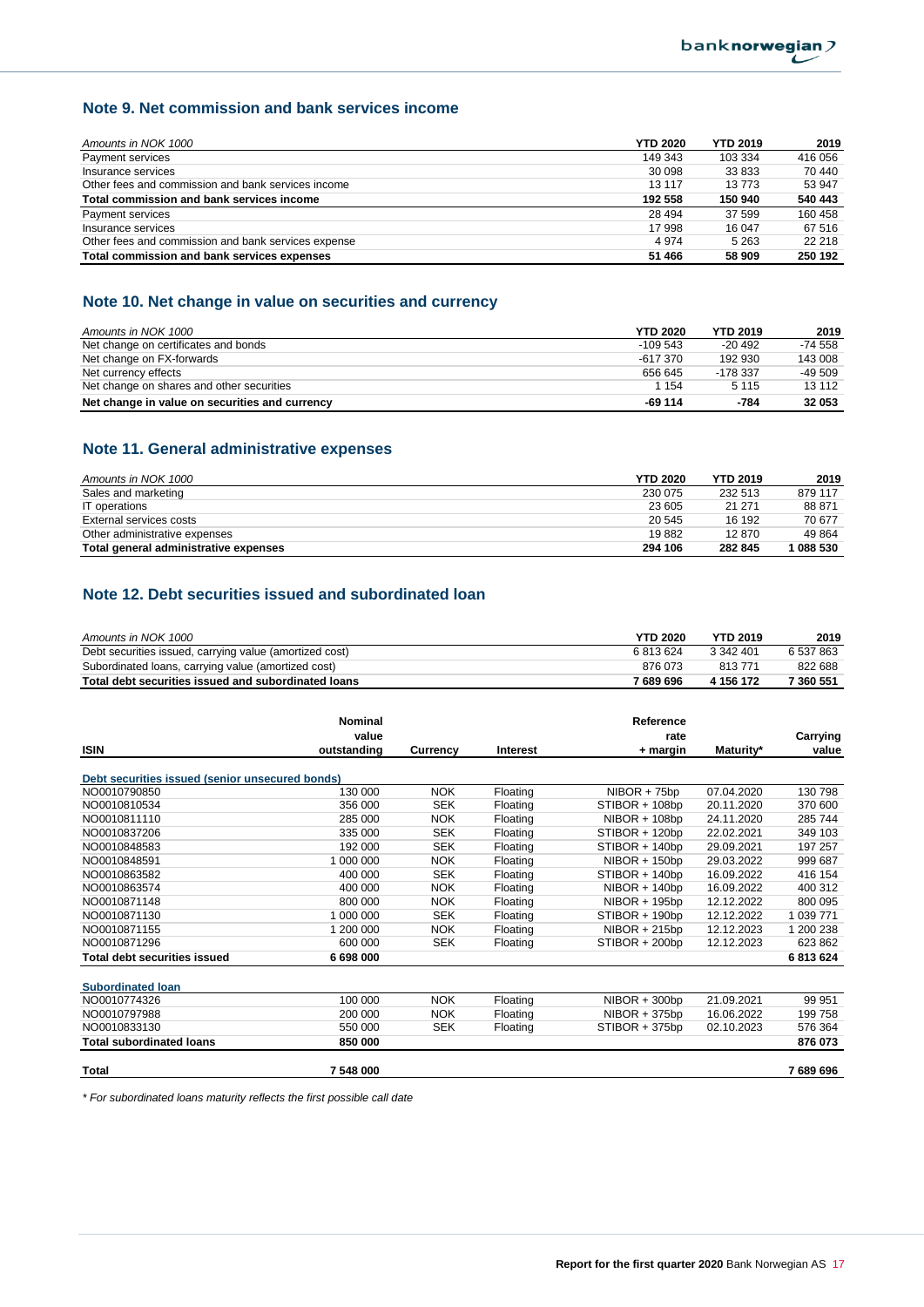## Note 9. Net commission and bank services income

| *Amounts in NOK 1000* | YTD 2020 | YTD 2019 | 2019 |
|---|---|---|---|
| Payment services | 149 343 | 103 334 | 416 056 |
| Insurance services | 30 098 | 33 833 | 70 440 |
| Other fees and commission and bank services income | 13 117 | 13 773 | 53 947 |
| **Total commission and bank services income** | **192 558** | **150 940** | **540 443** |
| Payment services | 28 494 | 37 599 | 160 458 |
| Insurance services | 17 998 | 16 047 | 67 516 |
| Other fees and commission and bank services expense | 4 974 | 5 263 | 22 218 |
| **Total commission and bank services expenses** | **51 466** | **58 909** | **250 192** |

## Note 10. Net change in value on securities and currency

| *Amounts in NOK 1000* | YTD 2020 | YTD 2019 | 2019 |
|---|---|---|---|
| Net change on certificates and bonds | -109 543 | -20 492 | -74 558 |
| Net change on FX-forwards | -617 370 | 192 930 | 143 008 |
| Net currency effects | 656 645 | -178 337 | -49 509 |
| Net change on shares and other securities | 1 154 | 5 115 | 13 112 |
| **Net change in value on securities and currency** | **-69 114** | **-784** | **32 053** |

## Note 11. General administrative expenses

| *Amounts in NOK 1000* | YTD 2020 | YTD 2019 | 2019 |
|---|---|---|---|
| Sales and marketing | 230 075 | 232 513 | 879 117 |
| IT operations | 23 605 | 21 271 | 88 871 |
| External services costs | 20 545 | 16 192 | 70 677 |
| Other administrative expenses | 19 882 | 12 870 | 49 864 |
| **Total general administrative expenses** | **294 106** | **282 845** | **1 088 530** |

## Note 12. Debt securities issued and subordinated loan

| *Amounts in NOK 1000* | YTD 2020 | YTD 2019 | 2019 |
|---|---|---|---|
| Debt securities issued, carrying value (amortized cost) | 6 813 624 | 3 342 401 | 6 537 863 |
| Subordinated loans, carrying value (amortized cost) | 876 073 | 813 771 | 822 688 |
| **Total debt securities issued and subordinated loans** | **7 689 696** | **4 156 172** | **7 360 551** |

| ISIN | Nominal value outstanding | Currency | Interest | Reference rate + margin | Maturity* | Carrying value |
|---|---|---|---|---|---|---|
| **Debt securities issued (senior unsecured bonds)** | | | | | | |
| NO0010790850 | 130 000 | NOK | Floating | NIBOR + 75bp | 07.04.2020 | 130 798 |
| NO0010810534 | 356 000 | SEK | Floating | STIBOR + 108bp | 20.11.2020 | 370 600 |
| NO0010811110 | 285 000 | NOK | Floating | NIBOR + 108bp | 24.11.2020 | 285 744 |
| NO0010837206 | 335 000 | SEK | Floating | STIBOR + 120bp | 22.02.2021 | 349 103 |
| NO0010848583 | 192 000 | SEK | Floating | STIBOR + 140bp | 29.09.2021 | 197 257 |
| NO0010848591 | 1 000 000 | NOK | Floating | NIBOR + 150bp | 29.03.2022 | 999 687 |
| NO0010863582 | 400 000 | SEK | Floating | STIBOR + 140bp | 16.09.2022 | 416 154 |
| NO0010863574 | 400 000 | NOK | Floating | NIBOR + 140bp | 16.09.2022 | 400 312 |
| NO0010871148 | 800 000 | NOK | Floating | NIBOR + 195bp | 12.12.2022 | 800 095 |
| NO0010871130 | 1 000 000 | SEK | Floating | STIBOR + 190bp | 12.12.2022 | 1 039 771 |
| NO0010871155 | 1 200 000 | NOK | Floating | NIBOR + 215bp | 12.12.2023 | 1 200 238 |
| NO0010871296 | 600 000 | SEK | Floating | STIBOR + 200bp | 12.12.2023 | 623 862 |
| **Total debt securities issued** | **6 698 000** | | | | | **6 813 624** |
| **Subordinated loan** | | | | | | |
| NO0010774326 | 100 000 | NOK | Floating | NIBOR + 300bp | 21.09.2021 | 99 951 |
| NO0010797988 | 200 000 | NOK | Floating | NIBOR + 375bp | 16.06.2022 | 199 758 |
| NO0010833130 | 550 000 | SEK | Floating | STIBOR + 375bp | 02.10.2023 | 576 364 |
| **Total subordinated loans** | **850 000** | | | | | **876 073** |
| **Total** | **7 548 000** | | | | | **7 689 696** |

*\* For subordinated loans maturity reflects the first possible call date*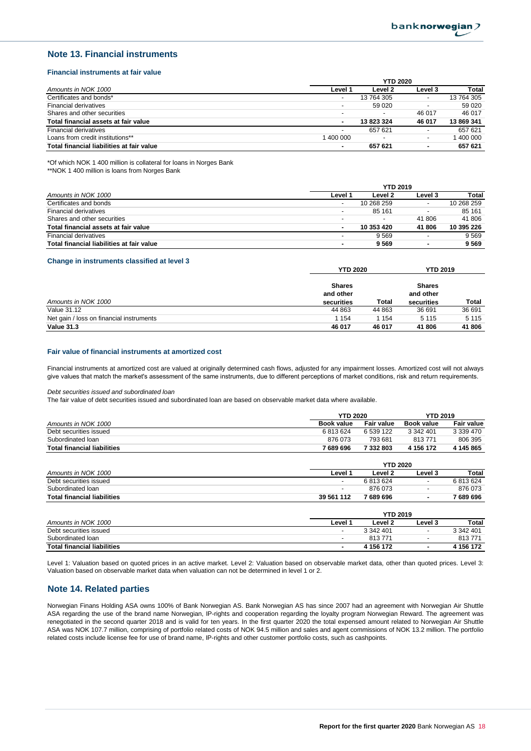## Note 13. Financial instruments

### Financial instruments at fair value

| Amounts in NOK 1000 | YTD 2020 Level 1 | Level 2 | Level 3 | Total |
|---|---|---|---|---|
| Certificates and bonds* | - | 13 764 305 | - | 13 764 305 |
| Financial derivatives | - | 59 020 | - | 59 020 |
| Shares and other securities | - | - | 46 017 | 46 017 |
| **Total financial assets at fair value** | **-** | **13 823 324** | **46 017** | **13 869 341** |
| Financial derivatives | - | 657 621 | - | 657 621 |
| Loans from credit institutions** | 1 400 000 | - | - | 1 400 000 |
| **Total financial liabilities at fair value** | **-** | **657 621** | **-** | **657 621** |

*Of which NOK 1 400 million is collateral for loans in Norges Bank
**NOK 1 400 million is loans from Norges Bank

| Amounts in NOK 1000 | YTD 2019 Level 1 | Level 2 | Level 3 | Total |
|---|---|---|---|---|
| Certificates and bonds | - | 10 268 259 | - | 10 268 259 |
| Financial derivatives | - | 85 161 | - | 85 161 |
| Shares and other securities | - | - | 41 806 | 41 806 |
| **Total financial assets at fair value** | **-** | **10 353 420** | **41 806** | **10 395 226** |
| Financial derivatives | - | 9 569 | - | 9 569 |
| **Total financial liabilities at fair value** | **-** | **9 569** | **-** | **9 569** |

### Change in instruments classified at level 3

| | YTD 2020 | | YTD 2019 | |
|---|---|---|---|---|
| Amounts in NOK 1000 | Shares and other securities | Total | Shares and other securities | Total |
| Value 31.12 | 44 863 | 44 863 | 36 691 | 36 691 |
| Net gain / loss on financial instruments | 1 154 | 1 154 | 5 115 | 5 115 |
| **Value 31.3** | **46 017** | **46 017** | **41 806** | **41 806** |

### Fair value of financial instruments at amortized cost

Financial instruments at amortized cost are valued at originally determined cash flows, adjusted for any impairment losses. Amortized cost will not always give values that match the market's assessment of the same instruments, due to different perceptions of market conditions, risk and return requirements.

*Debt securities issued and subordinated loan*
The fair value of debt securities issued and subordinated loan are based on observable market data where available.

| | YTD 2020 | | YTD 2019 | |
|---|---|---|---|---|
| Amounts in NOK 1000 | Book value | Fair value | Book value | Fair value |
| Debt securities issued | 6 813 624 | 6 539 122 | 3 342 401 | 3 339 470 |
| Subordinated loan | 876 073 | 793 681 | 813 771 | 806 395 |
| **Total financial liabilities** | **7 689 696** | **7 332 803** | **4 156 172** | **4 145 865** |

| Amounts in NOK 1000 | YTD 2020 Level 1 | Level 2 | Level 3 | Total |
|---|---|---|---|---|
| Debt securities issued | - | 6 813 624 | - | 6 813 624 |
| Subordinated loan | - | 876 073 | - | 876 073 |
| **Total financial liabilities** | **39 561 112** | **7 689 696** | **-** | **7 689 696** |

| Amounts in NOK 1000 | YTD 2019 Level 1 | Level 2 | Level 3 | Total |
|---|---|---|---|---|
| Debt securities issued | - | 3 342 401 | - | 3 342 401 |
| Subordinated loan | - | 813 771 | - | 813 771 |
| **Total financial liabilities** | **-** | **4 156 172** | **-** | **4 156 172** |

Level 1: Valuation based on quoted prices in an active market. Level 2: Valuation based on observable market data, other than quoted prices. Level 3: Valuation based on observable market data when valuation can not be determined in level 1 or 2.

## Note 14. Related parties

Norwegian Finans Holding ASA owns 100% of Bank Norwegian AS. Bank Norwegian AS has since 2007 had an agreement with Norwegian Air Shuttle ASA regarding the use of the brand name Norwegian, IP-rights and cooperation regarding the loyalty program Norwegian Reward. The agreement was renegotiated in the second quarter 2018 and is valid for ten years. In the first quarter 2020 the total expensed amount related to Norwegian Air Shuttle ASA was NOK 107.7 million, comprising of portfolio related costs of NOK 94.5 million and sales and agent commissions of NOK 13.2 million. The portfolio related costs include license fee for use of brand name, IP-rights and other customer portfolio costs, such as cashpoints.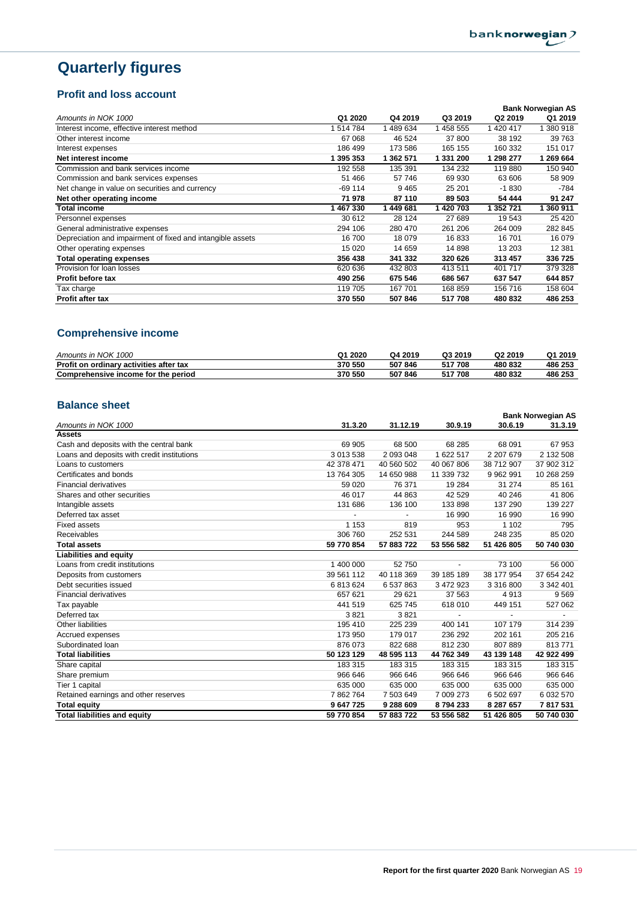# Quarterly figures

## Profit and loss account

| | | | | Bank Norwegian AS | |
|---|---|---|---|---|---|
| *Amounts in NOK 1000* | **Q1 2020** | **Q4 2019** | **Q3 2019** | **Q2 2019** | **Q1 2019** |
| Interest income, effective interest method | 1 514 784 | 1 489 634 | 1 458 555 | 1 420 417 | 1 380 918 |
| Other interest income | 67 068 | 46 524 | 37 800 | 38 192 | 39 763 |
| Interest expenses | 186 499 | 173 586 | 165 155 | 160 332 | 151 017 |
| **Net interest income** | **1 395 353** | **1 362 571** | **1 331 200** | **1 298 277** | **1 269 664** |
| Commission and bank services income | 192 558 | 135 391 | 134 232 | 119 880 | 150 940 |
| Commission and bank services expenses | 51 466 | 57 746 | 69 930 | 63 606 | 58 909 |
| Net change in value on securities and currency | -69 114 | 9 465 | 25 201 | -1 830 | -784 |
| **Net other operating income** | **71 978** | **87 110** | **89 503** | **54 444** | **91 247** |
| **Total income** | **1 467 330** | **1 449 681** | **1 420 703** | **1 352 721** | **1 360 911** |
| Personnel expenses | 30 612 | 28 124 | 27 689 | 19 543 | 25 420 |
| General administrative expenses | 294 106 | 280 470 | 261 206 | 264 009 | 282 845 |
| Depreciation and impairment of fixed and intangible assets | 16 700 | 18 079 | 16 833 | 16 701 | 16 079 |
| Other operating expenses | 15 020 | 14 659 | 14 898 | 13 203 | 12 381 |
| **Total operating expenses** | **356 438** | **341 332** | **320 626** | **313 457** | **336 725** |
| Provision for loan losses | 620 636 | 432 803 | 413 511 | 401 717 | 379 328 |
| **Profit before tax** | **490 256** | **675 546** | **686 567** | **637 547** | **644 857** |
| Tax charge | 119 705 | 167 701 | 168 859 | 156 716 | 158 604 |
| **Profit after tax** | **370 550** | **507 846** | **517 708** | **480 832** | **486 253** |

## Comprehensive income

| *Amounts in NOK 1000* | **Q1 2020** | **Q4 2019** | **Q3 2019** | **Q2 2019** | **Q1 2019** |
|---|---|---|---|---|---|
| **Profit on ordinary activities after tax** | **370 550** | **507 846** | **517 708** | **480 832** | **486 253** |
| **Comprehensive income for the period** | **370 550** | **507 846** | **517 708** | **480 832** | **486 253** |

## Balance sheet

| | | | | Bank Norwegian AS | |
|---|---|---|---|---|---|
| *Amounts in NOK 1000* | **31.3.20** | **31.12.19** | **30.9.19** | **30.6.19** | **31.3.19** |
| **Assets** | | | | | |
| Cash and deposits with the central bank | 69 905 | 68 500 | 68 285 | 68 091 | 67 953 |
| Loans and deposits with credit institutions | 3 013 538 | 2 093 048 | 1 622 517 | 2 207 679 | 2 132 508 |
| Loans to customers | 42 378 471 | 40 560 502 | 40 067 806 | 38 712 907 | 37 902 312 |
| Certificates and bonds | 13 764 305 | 14 650 988 | 11 339 732 | 9 962 991 | 10 268 259 |
| Financial derivatives | 59 020 | 76 371 | 19 284 | 31 274 | 85 161 |
| Shares and other securities | 46 017 | 44 863 | 42 529 | 40 246 | 41 806 |
| Intangible assets | 131 686 | 136 100 | 133 898 | 137 290 | 139 227 |
| Deferred tax asset | - | - | 16 990 | 16 990 | 16 990 |
| Fixed assets | 1 153 | 819 | 953 | 1 102 | 795 |
| Receivables | 306 760 | 252 531 | 244 589 | 248 235 | 85 020 |
| **Total assets** | **59 770 854** | **57 883 722** | **53 556 582** | **51 426 805** | **50 740 030** |
| **Liabilities and equity** | | | | | |
| Loans from credit institutions | 1 400 000 | 52 750 | - | 73 100 | 56 000 |
| Deposits from customers | 39 561 112 | 40 118 369 | 39 185 189 | 38 177 954 | 37 654 242 |
| Debt securities issued | 6 813 624 | 6 537 863 | 3 472 923 | 3 316 800 | 3 342 401 |
| Financial derivatives | 657 621 | 29 621 | 37 563 | 4 913 | 9 569 |
| Tax payable | 441 519 | 625 745 | 618 010 | 449 151 | 527 062 |
| Deferred tax | 3 821 | 3 821 | - | - | - |
| Other liabilities | 195 410 | 225 239 | 400 141 | 107 179 | 314 239 |
| Accrued expenses | 173 950 | 179 017 | 236 292 | 202 161 | 205 216 |
| Subordinated loan | 876 073 | 822 688 | 812 230 | 807 889 | 813 771 |
| **Total liabilities** | **50 123 129** | **48 595 113** | **44 762 349** | **43 139 148** | **42 922 499** |
| Share capital | 183 315 | 183 315 | 183 315 | 183 315 | 183 315 |
| Share premium | 966 646 | 966 646 | 966 646 | 966 646 | 966 646 |
| Tier 1 capital | 635 000 | 635 000 | 635 000 | 635 000 | 635 000 |
| Retained earnings and other reserves | 7 862 764 | 7 503 649 | 7 009 273 | 6 502 697 | 6 032 570 |
| **Total equity** | **9 647 725** | **9 288 609** | **8 794 233** | **8 287 657** | **7 817 531** |
| **Total liabilities and equity** | **59 770 854** | **57 883 722** | **53 556 582** | **51 426 805** | **50 740 030** |